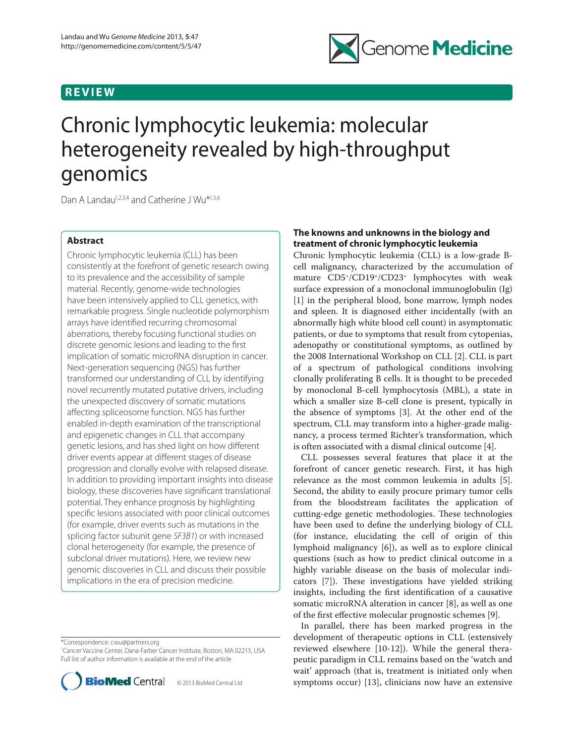REVIEW

# Chronic lymphocytic leukemia: molecular heterogeneity revealed by high-throughput genomics

Dan A Landau[1,2,3,4] and Catherine J Wu*[1,5,6]

## Abstract

Chronic lymphocytic leukemia (CLL) has been consistently at the forefront of genetic research owing to its prevalence and the accessibility of sample material. Recently, genome-wide technologies have been intensively applied to CLL genetics, with remarkable progress. Single nucleotide polymorphism arrays have identified recurring chromosomal aberrations, thereby focusing functional studies on discrete genomic lesions and leading to the first implication of somatic microRNA disruption in cancer. Next-generation sequencing (NGS) has further transformed our understanding of CLL by identifying novel recurrently mutated putative drivers, including the unexpected discovery of somatic mutations affecting spliceosome function. NGS has further enabled in-depth examination of the transcriptional and epigenetic changes in CLL that accompany genetic lesions, and has shed light on how different driver events appear at different stages of disease progression and clonally evolve with relapsed disease. In addition to providing important insights into disease biology, these discoveries have significant translational potential. They enhance prognosis by highlighting specific lesions associated with poor clinical outcomes (for example, driver events such as mutations in the splicing factor subunit gene *SF3B1*) or with increased clonal heterogeneity (for example, the presence of subclonal driver mutations). Here, we review new genomic discoveries in CLL and discuss their possible implications in the era of precision medicine.

*Correspondence: cwu@partners.org
[1]Cancer Vaccine Center, Dana-Farber Cancer Institute, Boston, MA 02215, USA
Full list of author information is available at the end of the article

© 2013 BioMed Central Ltd

## The knowns and unknowns in the biology and treatment of chronic lymphocytic leukemia

Chronic lymphocytic leukemia (CLL) is a low-grade B-cell malignancy, characterized by the accumulation of mature CD5+/CD19+/CD23+ lymphocytes with weak surface expression of a monoclonal immunoglobulin (Ig) [1] in the peripheral blood, bone marrow, lymph nodes and spleen. It is diagnosed either incidentally (with an abnormally high white blood cell count) in asymptomatic patients, or due to symptoms that result from cytopenias, adenopathy or constitutional symptoms, as outlined by the 2008 International Workshop on CLL [2]. CLL is part of a spectrum of pathological conditions involving clonally proliferating B cells. It is thought to be preceded by monoclonal B-cell lymphocytosis (MBL), a state in which a smaller size B-cell clone is present, typically in the absence of symptoms [3]. At the other end of the spectrum, CLL may transform into a higher-grade malignancy, a process termed Richter's transformation, which is often associated with a dismal clinical outcome [4].

CLL possesses several features that place it at the forefront of cancer genetic research. First, it has high relevance as the most common leukemia in adults [5]. Second, the ability to easily procure primary tumor cells from the bloodstream facilitates the application of cutting-edge genetic methodologies. These technologies have been used to define the underlying biology of CLL (for instance, elucidating the cell of origin of this lymphoid malignancy [6]), as well as to explore clinical questions (such as how to predict clinical outcome in a highly variable disease on the basis of molecular indicators [7]). These investigations have yielded striking insights, including the first identification of a causative somatic microRNA alteration in cancer [8], as well as one of the first effective molecular prognostic schemes [9].

In parallel, there has been marked progress in the development of therapeutic options in CLL (extensively reviewed elsewhere [10-12]). While the general therapeutic paradigm in CLL remains based on the 'watch and wait' approach (that is, treatment is initiated only when symptoms occur) [13], clinicians now have an extensive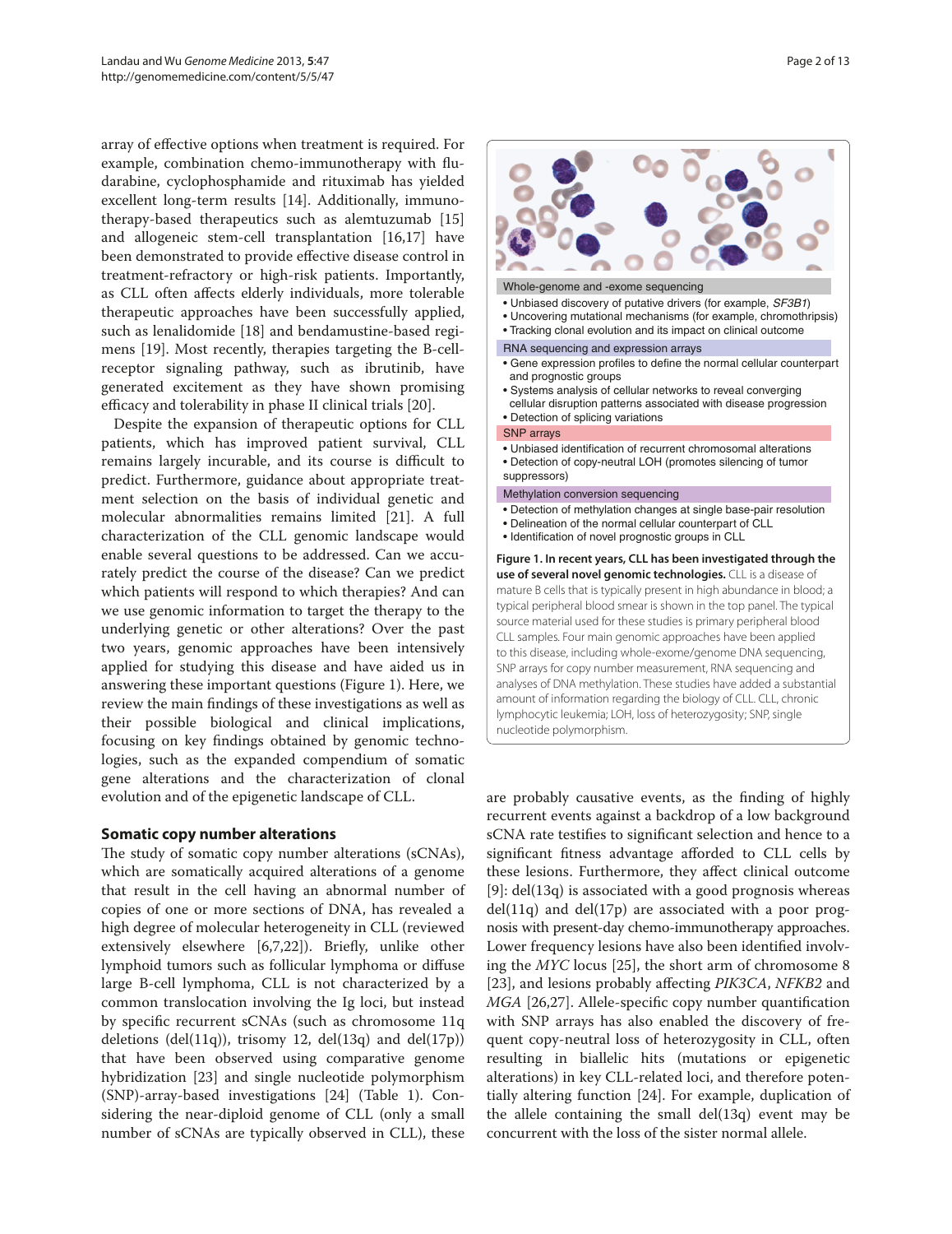array of effective options when treatment is required. For example, combination chemo-immunotherapy with fludarabine, cyclophosphamide and rituximab has yielded excellent long-term results [14]. Additionally, immunotherapy-based therapeutics such as alemtuzumab [15] and allogeneic stem-cell transplantation [16,17] have been demonstrated to provide effective disease control in treatment-refractory or high-risk patients. Importantly, as CLL often affects elderly individuals, more tolerable therapeutic approaches have been successfully applied, such as lenalidomide [18] and bendamustine-based regimens [19]. Most recently, therapies targeting the B-cell-receptor signaling pathway, such as ibrutinib, have generated excitement as they have shown promising efficacy and tolerability in phase II clinical trials [20].

Despite the expansion of therapeutic options for CLL patients, which has improved patient survival, CLL remains largely incurable, and its course is difficult to predict. Furthermore, guidance about appropriate treatment selection on the basis of individual genetic and molecular abnormalities remains limited [21]. A full characterization of the CLL genomic landscape would enable several questions to be addressed. Can we accurately predict the course of the disease? Can we predict which patients will respond to which therapies? And can we use genomic information to target the therapy to the underlying genetic or other alterations? Over the past two years, genomic approaches have been intensively applied for studying this disease and have aided us in answering these important questions (Figure 1). Here, we review the main findings of these investigations as well as their possible biological and clinical implications, focusing on key findings obtained by genomic technologies, such as the expanded compendium of somatic gene alterations and the characterization of clonal evolution and of the epigenetic landscape of CLL.

Whole-genome and -exome sequencing
- Unbiased discovery of putative drivers (for example, *SF3B1*)
- Uncovering mutational mechanisms (for example, chromothripsis)
- Tracking clonal evolution and its impact on clinical outcome

RNA sequencing and expression arrays
- Gene expression profiles to define the normal cellular counterpart and prognostic groups
- Systems analysis of cellular networks to reveal converging cellular disruption patterns associated with disease progression
- Detection of splicing variations

SNP arrays
- Unbiased identification of recurrent chromosomal alterations
- Detection of copy-neutral LOH (promotes silencing of tumor suppressors)

Methylation conversion sequencing
- Detection of methylation changes at single base-pair resolution
- Delineation of the normal cellular counterpart of CLL
- Identification of novel prognostic groups in CLL

**Figure 1. In recent years, CLL has been investigated through the use of several novel genomic technologies.** CLL is a disease of mature B cells that is typically present in high abundance in blood; a typical peripheral blood smear is shown in the top panel. The typical source material used for these studies is primary peripheral blood CLL samples. Four main genomic approaches have been applied to this disease, including whole-exome/genome DNA sequencing, SNP arrays for copy number measurement, RNA sequencing and analyses of DNA methylation. These studies have added a substantial amount of information regarding the biology of CLL. CLL, chronic lymphocytic leukemia; LOH, loss of heterozygosity; SNP, single nucleotide polymorphism.

## Somatic copy number alterations

The study of somatic copy number alterations (sCNAs), which are somatically acquired alterations of a genome that result in the cell having an abnormal number of copies of one or more sections of DNA, has revealed a high degree of molecular heterogeneity in CLL (reviewed extensively elsewhere [6,7,22]). Briefly, unlike other lymphoid tumors such as follicular lymphoma or diffuse large B-cell lymphoma, CLL is not characterized by a common translocation involving the Ig loci, but instead by specific recurrent sCNAs (such as chromosome 11q deletions (del(11q)), trisomy 12, del(13q) and del(17p)) that have been observed using comparative genome hybridization [23] and single nucleotide polymorphism (SNP)-array-based investigations [24] (Table 1). Considering the near-diploid genome of CLL (only a small number of sCNAs are typically observed in CLL), these are probably causative events, as the finding of highly recurrent events against a backdrop of a low background sCNA rate testifies to significant selection and hence to a significant fitness advantage afforded to CLL cells by these lesions. Furthermore, they affect clinical outcome [9]: del(13q) is associated with a good prognosis whereas del(11q) and del(17p) are associated with a poor prognosis with present-day chemo-immunotherapy approaches. Lower frequency lesions have also been identified involving the *MYC* locus [25], the short arm of chromosome 8 [23], and lesions probably affecting *PIK3CA*, *NFKB2* and *MGA* [26,27]. Allele-specific copy number quantification with SNP arrays has also enabled the discovery of frequent copy-neutral loss of heterozygosity in CLL, often resulting in biallelic hits (mutations or epigenetic alterations) in key CLL-related loci, and therefore potentially altering function [24]. For example, duplication of the allele containing the small del(13q) event may be concurrent with the loss of the sister normal allele.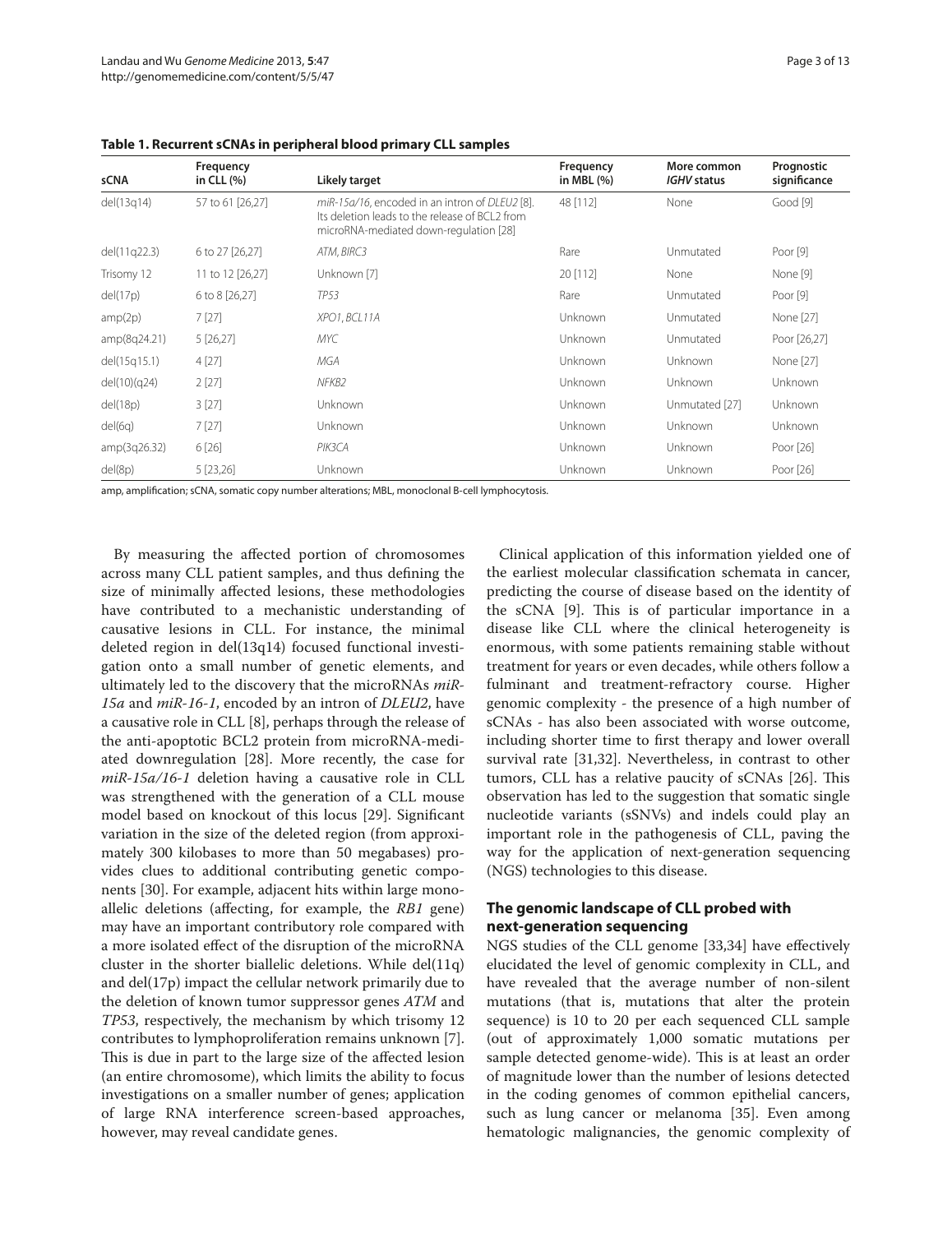**Table 1. Recurrent sCNAs in peripheral blood primary CLL samples**

| sCNA | Frequency in CLL (%) | Likely target | Frequency in MBL (%) | More common *IGHV* status | Prognostic significance |
|---|---|---|---|---|---|
| del(13q14) | 57 to 61 [26,27] | *miR-15a/16*, encoded in an intron of *DLEU2* [8]. Its deletion leads to the release of BCL2 from microRNA-mediated down-regulation [28] | 48 [112] | None | Good [9] |
| del(11q22.3) | 6 to 27 [26,27] | *ATM*, *BIRC3* | Rare | Unmutated | Poor [9] |
| Trisomy 12 | 11 to 12 [26,27] | Unknown [7] | 20 [112] | None | None [9] |
| del(17p) | 6 to 8 [26,27] | *TP53* | Rare | Unmutated | Poor [9] |
| amp(2p) | 7 [27] | *XPO1*, *BCL11A* | Unknown | Unmutated | None [27] |
| amp(8q24.21) | 5 [26,27] | *MYC* | Unknown | Unmutated | Poor [26,27] |
| del(15q15.1) | 4 [27] | *MGA* | Unknown | Unknown | None [27] |
| del(10)(q24) | 2 [27] | *NFKB2* | Unknown | Unknown | Unknown |
| del(18p) | 3 [27] | Unknown | Unknown | Unmutated [27] | Unknown |
| del(6q) | 7 [27] | Unknown | Unknown | Unknown | Unknown |
| amp(3q26.32) | 6 [26] | *PIK3CA* | Unknown | Unknown | Poor [26] |
| del(8p) | 5 [23,26] | Unknown | Unknown | Unknown | Poor [26] |

amp, amplification; sCNA, somatic copy number alterations; MBL, monoclonal B-cell lymphocytosis.

By measuring the affected portion of chromosomes across many CLL patient samples, and thus defining the size of minimally affected lesions, these methodologies have contributed to a mechanistic understanding of causative lesions in CLL. For instance, the minimal deleted region in del(13q14) focused functional investigation onto a small number of genetic elements, and ultimately led to the discovery that the microRNAs *miR-15a* and *miR-16-1*, encoded by an intron of *DLEU2*, have a causative role in CLL [8], perhaps through the release of the anti-apoptotic BCL2 protein from microRNA-mediated downregulation [28]. More recently, the case for *miR-15a/16-1* deletion having a causative role in CLL was strengthened with the generation of a CLL mouse model based on knockout of this locus [29]. Significant variation in the size of the deleted region (from approximately 300 kilobases to more than 50 megabases) provides clues to additional contributing genetic components [30]. For example, adjacent hits within large monoallelic deletions (affecting, for example, the *RB1* gene) may have an important contributory role compared with a more isolated effect of the disruption of the microRNA cluster in the shorter biallelic deletions. While del(11q) and del(17p) impact the cellular network primarily due to the deletion of known tumor suppressor genes *ATM* and *TP53*, respectively, the mechanism by which trisomy 12 contributes to lymphoproliferation remains unknown [7]. This is due in part to the large size of the affected lesion (an entire chromosome), which limits the ability to focus investigations on a smaller number of genes; application of large RNA interference screen-based approaches, however, may reveal candidate genes.

Clinical application of this information yielded one of the earliest molecular classification schemata in cancer, predicting the course of disease based on the identity of the sCNA [9]. This is of particular importance in a disease like CLL where the clinical heterogeneity is enormous, with some patients remaining stable without treatment for years or even decades, while others follow a fulminant and treatment-refractory course. Higher genomic complexity - the presence of a high number of sCNAs - has also been associated with worse outcome, including shorter time to first therapy and lower overall survival rate [31,32]. Nevertheless, in contrast to other tumors, CLL has a relative paucity of sCNAs [26]. This observation has led to the suggestion that somatic single nucleotide variants (sSNVs) and indels could play an important role in the pathogenesis of CLL, paving the way for the application of next-generation sequencing (NGS) technologies to this disease.

## The genomic landscape of CLL probed with next-generation sequencing

NGS studies of the CLL genome [33,34] have effectively elucidated the level of genomic complexity in CLL, and have revealed that the average number of non-silent mutations (that is, mutations that alter the protein sequence) is 10 to 20 per each sequenced CLL sample (out of approximately 1,000 somatic mutations per sample detected genome-wide). This is at least an order of magnitude lower than the number of lesions detected in the coding genomes of common epithelial cancers, such as lung cancer or melanoma [35]. Even among hematologic malignancies, the genomic complexity of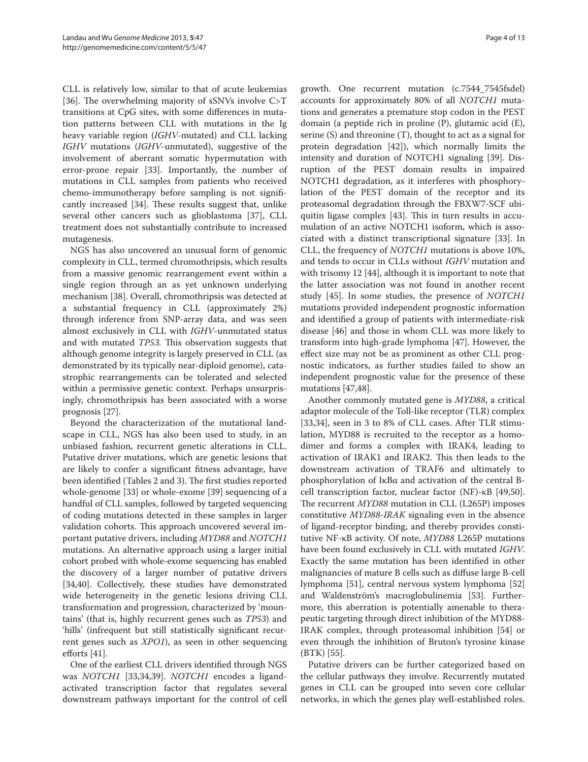CLL is relatively low, similar to that of acute leukemias [36]. The overwhelming majority of sSNVs involve C>T transitions at CpG sites, with some differences in mutation patterns between CLL with mutations in the Ig heavy variable region (*IGHV*-mutated) and CLL lacking *IGHV* mutations (*IGHV*-unmutated), suggestive of the involvement of aberrant somatic hypermutation with error-prone repair [33]. Importantly, the number of mutations in CLL samples from patients who received chemo-immunotherapy before sampling is not significantly increased [34]. These results suggest that, unlike several other cancers such as glioblastoma [37], CLL treatment does not substantially contribute to increased mutagenesis.

NGS has also uncovered an unusual form of genomic complexity in CLL, termed chromothripsis, which results from a massive genomic rearrangement event within a single region through an as yet unknown underlying mechanism [38]. Overall, chromothripsis was detected at a substantial frequency in CLL (approximately 2%) through inference from SNP-array data, and was seen almost exclusively in CLL with *IGHV*-unmutated status and with mutated *TP53*. This observation suggests that although genome integrity is largely preserved in CLL (as demonstrated by its typically near-diploid genome), catastrophic rearrangements can be tolerated and selected within a permissive genetic context. Perhaps unsurprisingly, chromothripsis has been associated with a worse prognosis [27].

Beyond the characterization of the mutational landscape in CLL, NGS has also been used to study, in an unbiased fashion, recurrent genetic alterations in CLL. Putative driver mutations, which are genetic lesions that are likely to confer a significant fitness advantage, have been identified (Tables 2 and 3). The first studies reported whole-genome [33] or whole-exome [39] sequencing of a handful of CLL samples, followed by targeted sequencing of coding mutations detected in these samples in larger validation cohorts. This approach uncovered several important putative drivers, including *MYD88* and *NOTCH1* mutations. An alternative approach using a larger initial cohort probed with whole-exome sequencing has enabled the discovery of a larger number of putative drivers [34,40]. Collectively, these studies have demonstrated wide heterogeneity in the genetic lesions driving CLL transformation and progression, characterized by 'mountains' (that is, highly recurrent genes such as *TP53*) and 'hills' (infrequent but still statistically significant recurrent genes such as *XPO1*), as seen in other sequencing efforts [41].

One of the earliest CLL drivers identified through NGS was *NOTCH1* [33,34,39]. *NOTCH1* encodes a ligand-activated transcription factor that regulates several downstream pathways important for the control of cell growth. One recurrent mutation (c.7544_7545fsdel) accounts for approximately 80% of all *NOTCH1* mutations and generates a premature stop codon in the PEST domain (a peptide rich in proline (P), glutamic acid (E), serine (S) and threonine (T), thought to act as a signal for protein degradation [42]), which normally limits the intensity and duration of NOTCH1 signaling [39]. Disruption of the PEST domain results in impaired NOTCH1 degradation, as it interferes with phosphorylation of the PEST domain of the receptor and its proteasomal degradation through the FBXW7-SCF ubiquitin ligase complex [43]. This in turn results in accumulation of an active NOTCH1 isoform, which is associated with a distinct transcriptional signature [33]. In CLL, the frequency of *NOTCH1* mutations is above 10%, and tends to occur in CLLs without *IGHV* mutation and with trisomy 12 [44], although it is important to note that the latter association was not found in another recent study [45]. In some studies, the presence of *NOTCH1* mutations provided independent prognostic information and identified a group of patients with intermediate-risk disease [46] and those in whom CLL was more likely to transform into high-grade lymphoma [47]. However, the effect size may not be as prominent as other CLL prognostic indicators, as further studies failed to show an independent prognostic value for the presence of these mutations [47,48].

Another commonly mutated gene is *MYD88*, a critical adaptor molecule of the Toll-like receptor (TLR) complex [33,34], seen in 3 to 8% of CLL cases. After TLR stimulation, MYD88 is recruited to the receptor as a homodimer and forms a complex with IRAK4, leading to activation of IRAK1 and IRAK2. This then leads to the downstream activation of TRAF6 and ultimately to phosphorylation of IκBα and activation of the central B-cell transcription factor, nuclear factor (NF)-κB [49,50]. The recurrent *MYD88* mutation in CLL (L265P) imposes constitutive *MYD88-IRAK* signaling even in the absence of ligand-receptor binding, and thereby provides constitutive NF-κB activity. Of note, *MYD88* L265P mutations have been found exclusively in CLL with mutated *IGHV*. Exactly the same mutation has been identified in other malignancies of mature B cells such as diffuse large B-cell lymphoma [51], central nervous system lymphoma [52] and Waldenström's macroglobulinemia [53]. Furthermore, this aberration is potentially amenable to therapeutic targeting through direct inhibition of the MYD88-IRAK complex, through proteasomal inhibition [54] or even through the inhibition of Bruton's tyrosine kinase (BTK) [55].

Putative drivers can be further categorized based on the cellular pathways they involve. Recurrently mutated genes in CLL can be grouped into seven core cellular networks, in which the genes play well-established roles.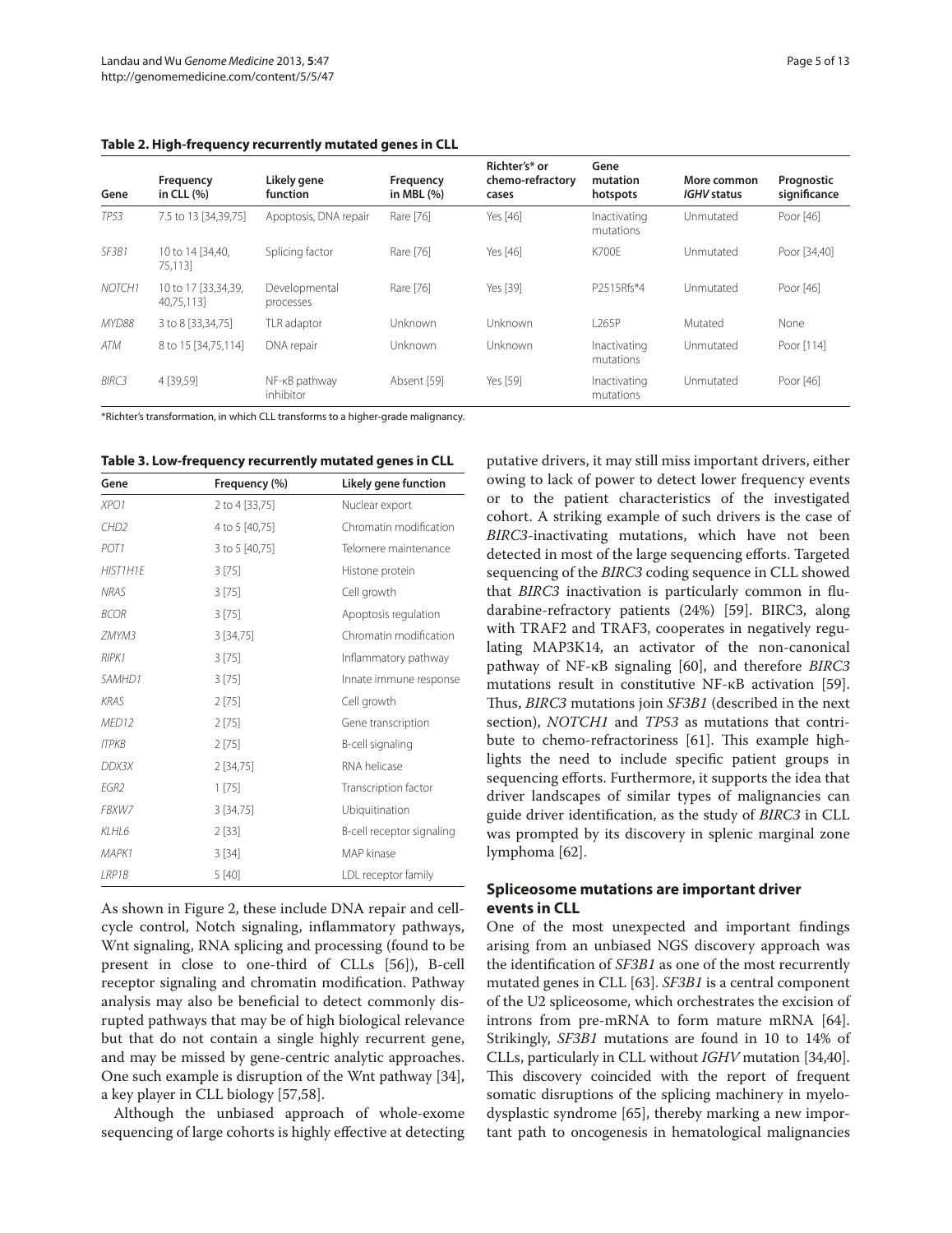**Table 2. High-frequency recurrently mutated genes in CLL**

| Gene | Frequency in CLL (%) | Likely gene function | Frequency in MBL (%) | Richter's* or chemo-refractory cases | Gene mutation hotspots | More common *IGHV* status | Prognostic significance |
|---|---|---|---|---|---|---|---|
| *TP53* | 7.5 to 13 [34,39,75] | Apoptosis, DNA repair | Rare [76] | Yes [46] | Inactivating mutations | Unmutated | Poor [46] |
| *SF3B1* | 10 to 14 [34,40, 75,113] | Splicing factor | Rare [76] | Yes [46] | K700E | Unmutated | Poor [34,40] |
| *NOTCH1* | 10 to 17 [33,34,39, 40,75,113] | Developmental processes | Rare [76] | Yes [39] | P2515Rfs*4 | Unmutated | Poor [46] |
| *MYD88* | 3 to 8 [33,34,75] | TLR adaptor | Unknown | Unknown | L265P | Mutated | None |
| *ATM* | 8 to 15 [34,75,114] | DNA repair | Unknown | Unknown | Inactivating mutations | Unmutated | Poor [114] |
| *BIRC3* | 4 [39,59] | NF-κB pathway inhibitor | Absent [59] | Yes [59] | Inactivating mutations | Unmutated | Poor [46] |

*Richter's transformation, in which CLL transforms to a higher-grade malignancy.

**Table 3. Low-frequency recurrently mutated genes in CLL**

| Gene | Frequency (%) | Likely gene function |
|---|---|---|
| *XPO1* | 2 to 4 [33,75] | Nuclear export |
| *CHD2* | 4 to 5 [40,75] | Chromatin modification |
| *POT1* | 3 to 5 [40,75] | Telomere maintenance |
| *HIST1H1E* | 3 [75] | Histone protein |
| *NRAS* | 3 [75] | Cell growth |
| *BCOR* | 3 [75] | Apoptosis regulation |
| *ZMYM3* | 3 [34,75] | Chromatin modification |
| *RIPK1* | 3 [75] | Inflammatory pathway |
| *SAMHD1* | 3 [75] | Innate immune response |
| *KRAS* | 2 [75] | Cell growth |
| *MED12* | 2 [75] | Gene transcription |
| *ITPKB* | 2 [75] | B-cell signaling |
| *DDX3X* | 2 [34,75] | RNA helicase |
| *EGR2* | 1 [75] | Transcription factor |
| *FBXW7* | 3 [34,75] | Ubiquitination |
| *KLHL6* | 2 [33] | B-cell receptor signaling |
| *MAPK1* | 3 [34] | MAP kinase |
| *LRP1B* | 5 [40] | LDL receptor family |

As shown in Figure 2, these include DNA repair and cell-cycle control, Notch signaling, inflammatory pathways, Wnt signaling, RNA splicing and processing (found to be present in close to one-third of CLLs [56]), B-cell receptor signaling and chromatin modification. Pathway analysis may also be beneficial to detect commonly disrupted pathways that may be of high biological relevance but that do not contain a single highly recurrent gene, and may be missed by gene-centric analytic approaches. One such example is disruption of the Wnt pathway [34], a key player in CLL biology [57,58].

Although the unbiased approach of whole-exome sequencing of large cohorts is highly effective at detecting putative drivers, it may still miss important drivers, either owing to lack of power to detect lower frequency events or to the patient characteristics of the investigated cohort. A striking example of such drivers is the case of *BIRC3*-inactivating mutations, which have not been detected in most of the large sequencing efforts. Targeted sequencing of the *BIRC3* coding sequence in CLL showed that *BIRC3* inactivation is particularly common in fludarabine-refractory patients (24%) [59]. BIRC3, along with TRAF2 and TRAF3, cooperates in negatively regulating MAP3K14, an activator of the non-canonical pathway of NF-κB signaling [60], and therefore *BIRC3* mutations result in constitutive NF-κB activation [59]. Thus, *BIRC3* mutations join *SF3B1* (described in the next section), *NOTCH1* and *TP53* as mutations that contribute to chemo-refractoriness [61]. This example highlights the need to include specific patient groups in sequencing efforts. Furthermore, it supports the idea that driver landscapes of similar types of malignancies can guide driver identification, as the study of *BIRC3* in CLL was prompted by its discovery in splenic marginal zone lymphoma [62].

## Spliceosome mutations are important driver events in CLL

One of the most unexpected and important findings arising from an unbiased NGS discovery approach was the identification of *SF3B1* as one of the most recurrently mutated genes in CLL [63]. *SF3B1* is a central component of the U2 spliceosome, which orchestrates the excision of introns from pre-mRNA to form mature mRNA [64]. Strikingly, *SF3B1* mutations are found in 10 to 14% of CLLs, particularly in CLL without *IGHV* mutation [34,40]. This discovery coincided with the report of frequent somatic disruptions of the splicing machinery in myelodysplastic syndrome [65], thereby marking a new important path to oncogenesis in hematological malignancies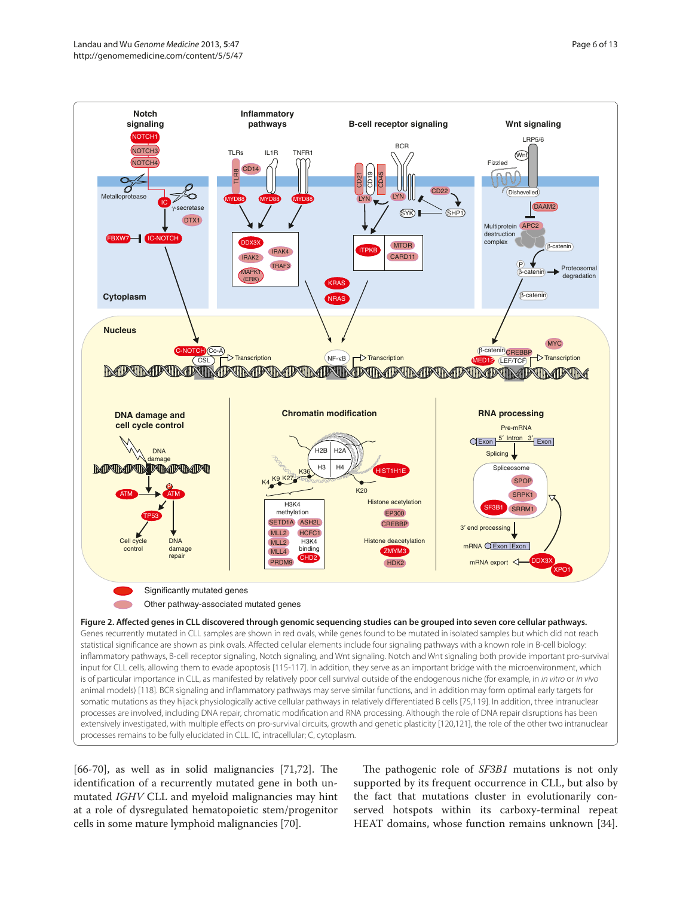**Figure 2. Affected genes in CLL discovered through genomic sequencing studies can be grouped into seven core cellular pathways.** Genes recurrently mutated in CLL samples are shown in red ovals, while genes found to be mutated in isolated samples but which did not reach statistical significance are shown as pink ovals. Affected cellular elements include four signaling pathways with a known role in B-cell biology: inflammatory pathways, B-cell receptor signaling, Notch signaling, and Wnt signaling. Notch and Wnt signaling both provide important pro-survival input for CLL cells, allowing them to evade apoptosis [115-117]. In addition, they serve as an important bridge with the microenvironment, which is of particular importance in CLL, as manifested by relatively poor cell survival outside of the endogenous niche (for example, in *in vitro* or *in vivo* animal models) [118]. BCR signaling and inflammatory pathways may serve similar functions, and in addition may form optimal early targets for somatic mutations as they hijack physiologically active cellular pathways in relatively differentiated B cells [75,119]. In addition, three intranuclear processes are involved, including DNA repair, chromatic modification and RNA processing. Although the role of DNA repair disruptions has been extensively investigated, with multiple effects on pro-survival circuits, growth and genetic plasticity [120,121], the role of the other two intranuclear processes remains to be fully elucidated in CLL. IC, intracellular; C, cytoplasm.

[66-70], as well as in solid malignancies [71,72]. The identification of a recurrently mutated gene in both unmutated *IGHV* CLL and myeloid malignancies may hint at a role of dysregulated hematopoietic stem/progenitor cells in some mature lymphoid malignancies [70].

The pathogenic role of *SF3B1* mutations is not only supported by its frequent occurrence in CLL, but also by the fact that mutations cluster in evolutionarily conserved hotspots within its carboxy-terminal repeat HEAT domains, whose function remains unknown [34].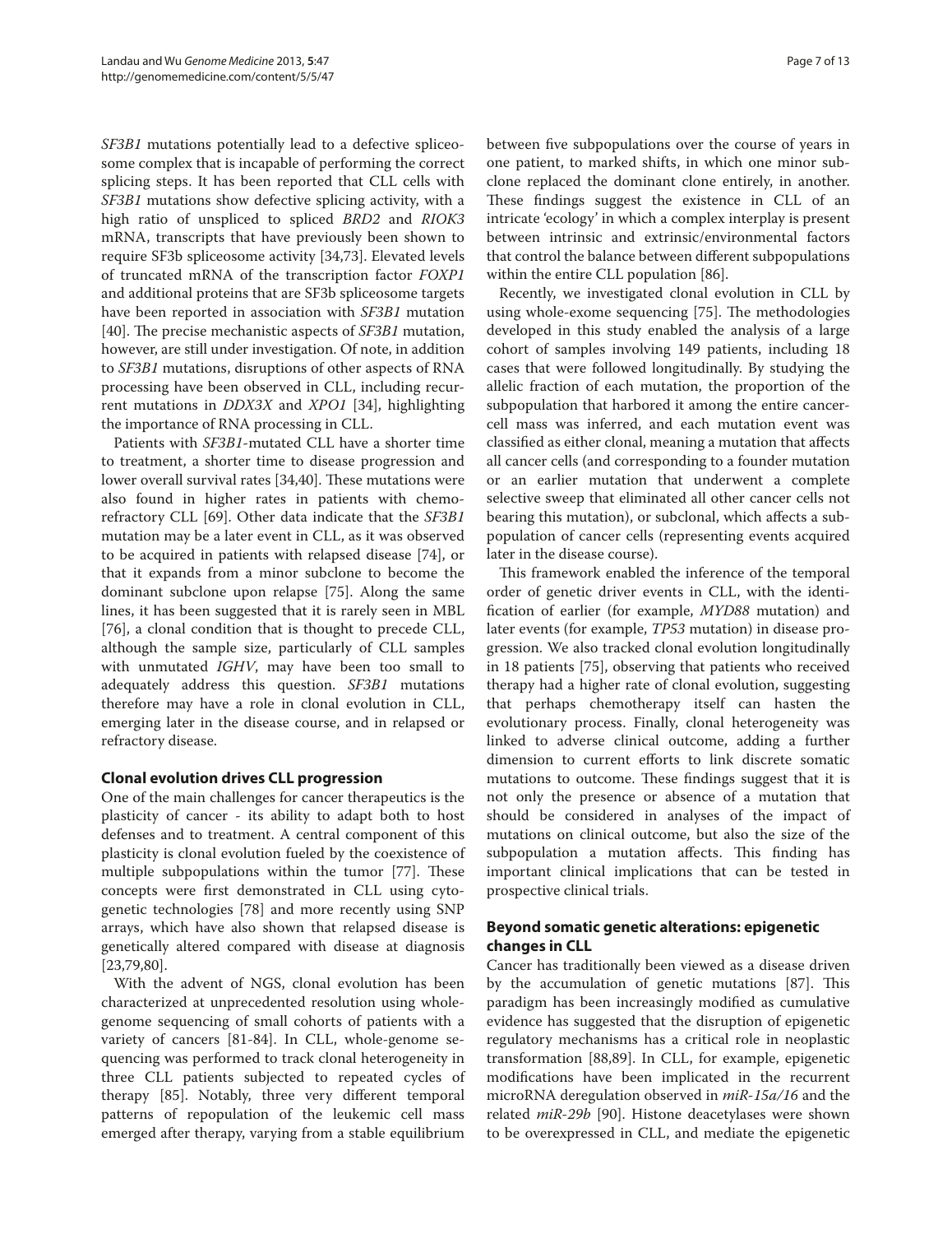*SF3B1* mutations potentially lead to a defective spliceosome complex that is incapable of performing the correct splicing steps. It has been reported that CLL cells with *SF3B1* mutations show defective splicing activity, with a high ratio of unspliced to spliced *BRD2* and *RIOK3* mRNA, transcripts that have previously been shown to require SF3b spliceosome activity [34,73]. Elevated levels of truncated mRNA of the transcription factor *FOXP1* and additional proteins that are SF3b spliceosome targets have been reported in association with *SF3B1* mutation [40]. The precise mechanistic aspects of *SF3B1* mutation, however, are still under investigation. Of note, in addition to *SF3B1* mutations, disruptions of other aspects of RNA processing have been observed in CLL, including recurrent mutations in *DDX3X* and *XPO1* [34], highlighting the importance of RNA processing in CLL.

Patients with *SF3B1*-mutated CLL have a shorter time to treatment, a shorter time to disease progression and lower overall survival rates [34,40]. These mutations were also found in higher rates in patients with chemorefractory CLL [69]. Other data indicate that the *SF3B1* mutation may be a later event in CLL, as it was observed to be acquired in patients with relapsed disease [74], or that it expands from a minor subclone to become the dominant subclone upon relapse [75]. Along the same lines, it has been suggested that it is rarely seen in MBL [76], a clonal condition that is thought to precede CLL, although the sample size, particularly of CLL samples with unmutated *IGHV*, may have been too small to adequately address this question. *SF3B1* mutations therefore may have a role in clonal evolution in CLL, emerging later in the disease course, and in relapsed or refractory disease.

## Clonal evolution drives CLL progression

One of the main challenges for cancer therapeutics is the plasticity of cancer - its ability to adapt both to host defenses and to treatment. A central component of this plasticity is clonal evolution fueled by the coexistence of multiple subpopulations within the tumor [77]. These concepts were first demonstrated in CLL using cytogenetic technologies [78] and more recently using SNP arrays, which have also shown that relapsed disease is genetically altered compared with disease at diagnosis [23,79,80].

With the advent of NGS, clonal evolution has been characterized at unprecedented resolution using whole-genome sequencing of small cohorts of patients with a variety of cancers [81-84]. In CLL, whole-genome sequencing was performed to track clonal heterogeneity in three CLL patients subjected to repeated cycles of therapy [85]. Notably, three very different temporal patterns of repopulation of the leukemic cell mass emerged after therapy, varying from a stable equilibrium between five subpopulations over the course of years in one patient, to marked shifts, in which one minor subclone replaced the dominant clone entirely, in another. These findings suggest the existence in CLL of an intricate 'ecology' in which a complex interplay is present between intrinsic and extrinsic/environmental factors that control the balance between different subpopulations within the entire CLL population [86].

Recently, we investigated clonal evolution in CLL by using whole-exome sequencing [75]. The methodologies developed in this study enabled the analysis of a large cohort of samples involving 149 patients, including 18 cases that were followed longitudinally. By studying the allelic fraction of each mutation, the proportion of the subpopulation that harbored it among the entire cancer-cell mass was inferred, and each mutation event was classified as either clonal, meaning a mutation that affects all cancer cells (and corresponding to a founder mutation or an earlier mutation that underwent a complete selective sweep that eliminated all other cancer cells not bearing this mutation), or subclonal, which affects a subpopulation of cancer cells (representing events acquired later in the disease course).

This framework enabled the inference of the temporal order of genetic driver events in CLL, with the identification of earlier (for example, *MYD88* mutation) and later events (for example, *TP53* mutation) in disease progression. We also tracked clonal evolution longitudinally in 18 patients [75], observing that patients who received therapy had a higher rate of clonal evolution, suggesting that perhaps chemotherapy itself can hasten the evolutionary process. Finally, clonal heterogeneity was linked to adverse clinical outcome, adding a further dimension to current efforts to link discrete somatic mutations to outcome. These findings suggest that it is not only the presence or absence of a mutation that should be considered in analyses of the impact of mutations on clinical outcome, but also the size of the subpopulation a mutation affects. This finding has important clinical implications that can be tested in prospective clinical trials.

## Beyond somatic genetic alterations: epigenetic changes in CLL

Cancer has traditionally been viewed as a disease driven by the accumulation of genetic mutations [87]. This paradigm has been increasingly modified as cumulative evidence has suggested that the disruption of epigenetic regulatory mechanisms has a critical role in neoplastic transformation [88,89]. In CLL, for example, epigenetic modifications have been implicated in the recurrent microRNA deregulation observed in *miR-15a/16* and the related *miR-29b* [90]. Histone deacetylases were shown to be overexpressed in CLL, and mediate the epigenetic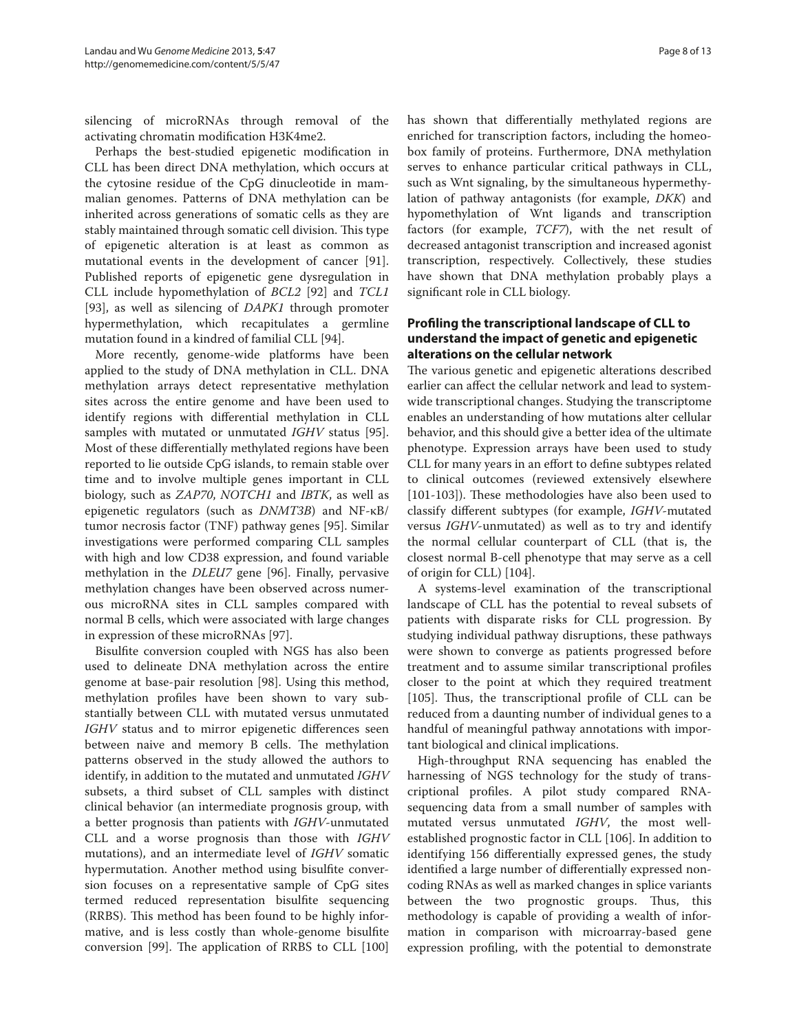silencing of microRNAs through removal of the activating chromatin modification H3K4me2.

Perhaps the best-studied epigenetic modification in CLL has been direct DNA methylation, which occurs at the cytosine residue of the CpG dinucleotide in mammalian genomes. Patterns of DNA methylation can be inherited across generations of somatic cells as they are stably maintained through somatic cell division. This type of epigenetic alteration is at least as common as mutational events in the development of cancer [91]. Published reports of epigenetic gene dysregulation in CLL include hypomethylation of *BCL2* [92] and *TCL1* [93], as well as silencing of *DAPK1* through promoter hypermethylation, which recapitulates a germline mutation found in a kindred of familial CLL [94].

More recently, genome-wide platforms have been applied to the study of DNA methylation in CLL. DNA methylation arrays detect representative methylation sites across the entire genome and have been used to identify regions with differential methylation in CLL samples with mutated or unmutated *IGHV* status [95]. Most of these differentially methylated regions have been reported to lie outside CpG islands, to remain stable over time and to involve multiple genes important in CLL biology, such as *ZAP70*, *NOTCH1* and *IBTK*, as well as epigenetic regulators (such as *DNMT3B*) and NF-κB/tumor necrosis factor (TNF) pathway genes [95]. Similar investigations were performed comparing CLL samples with high and low CD38 expression, and found variable methylation in the *DLEU7* gene [96]. Finally, pervasive methylation changes have been observed across numerous microRNA sites in CLL samples compared with normal B cells, which were associated with large changes in expression of these microRNAs [97].

Bisulfite conversion coupled with NGS has also been used to delineate DNA methylation across the entire genome at base-pair resolution [98]. Using this method, methylation profiles have been shown to vary substantially between CLL with mutated versus unmutated *IGHV* status and to mirror epigenetic differences seen between naive and memory B cells. The methylation patterns observed in the study allowed the authors to identify, in addition to the mutated and unmutated *IGHV* subsets, a third subset of CLL samples with distinct clinical behavior (an intermediate prognosis group, with a better prognosis than patients with *IGHV*-unmutated CLL and a worse prognosis than those with *IGHV* mutations), and an intermediate level of *IGHV* somatic hypermutation. Another method using bisulfite conversion focuses on a representative sample of CpG sites termed reduced representation bisulfite sequencing (RRBS). This method has been found to be highly informative, and is less costly than whole-genome bisulfite conversion [99]. The application of RRBS to CLL [100] has shown that differentially methylated regions are enriched for transcription factors, including the homeobox family of proteins. Furthermore, DNA methylation serves to enhance particular critical pathways in CLL, such as Wnt signaling, by the simultaneous hypermethylation of pathway antagonists (for example, *DKK*) and hypomethylation of Wnt ligands and transcription factors (for example, *TCF7*), with the net result of decreased antagonist transcription and increased agonist transcription, respectively. Collectively, these studies have shown that DNA methylation probably plays a significant role in CLL biology.

### Profiling the transcriptional landscape of CLL to understand the impact of genetic and epigenetic alterations on the cellular network

The various genetic and epigenetic alterations described earlier can affect the cellular network and lead to system-wide transcriptional changes. Studying the transcriptome enables an understanding of how mutations alter cellular behavior, and this should give a better idea of the ultimate phenotype. Expression arrays have been used to study CLL for many years in an effort to define subtypes related to clinical outcomes (reviewed extensively elsewhere [101-103]). These methodologies have also been used to classify different subtypes (for example, *IGHV*-mutated versus *IGHV*-unmutated) as well as to try and identify the normal cellular counterpart of CLL (that is, the closest normal B-cell phenotype that may serve as a cell of origin for CLL) [104].

A systems-level examination of the transcriptional landscape of CLL has the potential to reveal subsets of patients with disparate risks for CLL progression. By studying individual pathway disruptions, these pathways were shown to converge as patients progressed before treatment and to assume similar transcriptional profiles closer to the point at which they required treatment [105]. Thus, the transcriptional profile of CLL can be reduced from a daunting number of individual genes to a handful of meaningful pathway annotations with important biological and clinical implications.

High-throughput RNA sequencing has enabled the harnessing of NGS technology for the study of transcriptional profiles. A pilot study compared RNA-sequencing data from a small number of samples with mutated versus unmutated *IGHV*, the most well-established prognostic factor in CLL [106]. In addition to identifying 156 differentially expressed genes, the study identified a large number of differentially expressed non-coding RNAs as well as marked changes in splice variants between the two prognostic groups. Thus, this methodology is capable of providing a wealth of information in comparison with microarray-based gene expression profiling, with the potential to demonstrate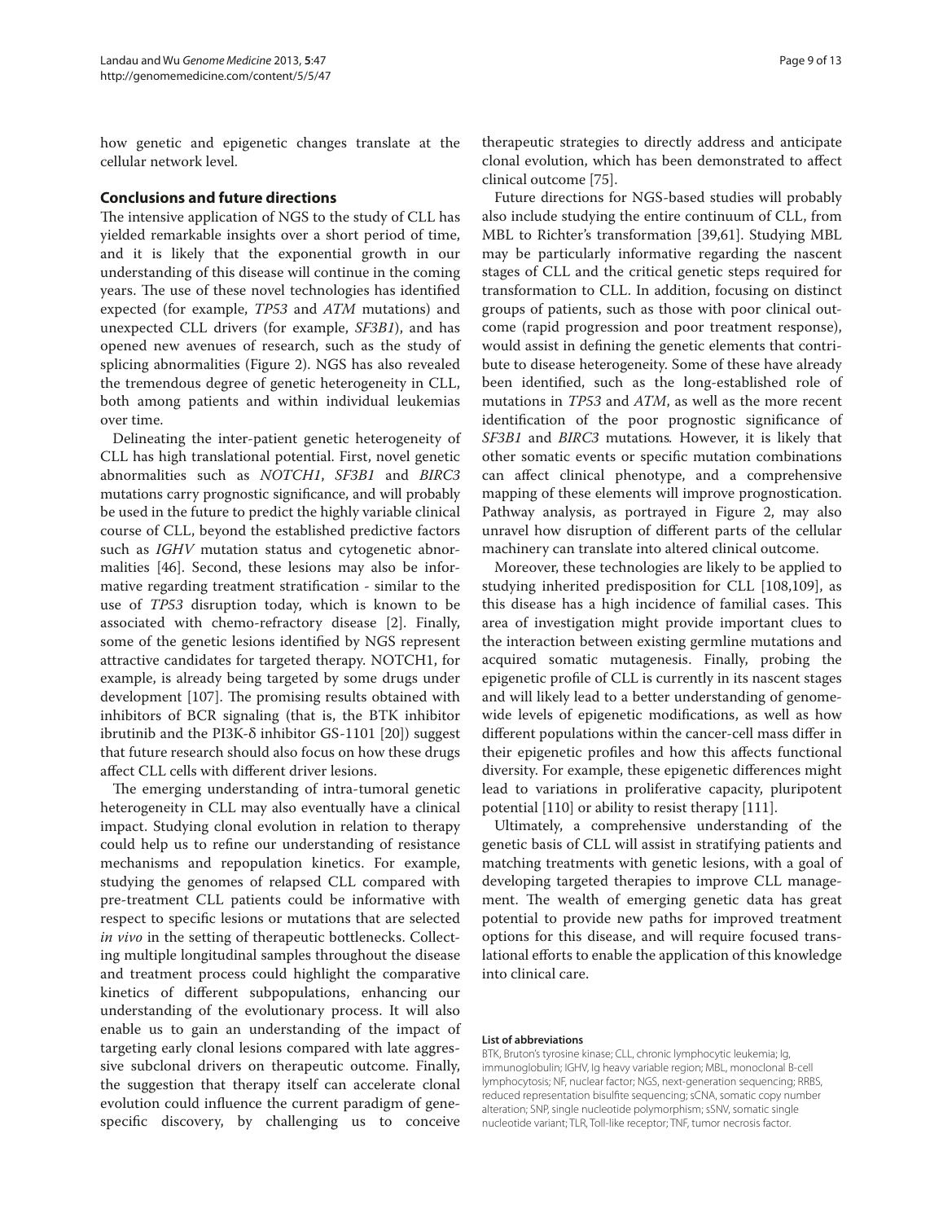how genetic and epigenetic changes translate at the cellular network level.

## Conclusions and future directions

The intensive application of NGS to the study of CLL has yielded remarkable insights over a short period of time, and it is likely that the exponential growth in our understanding of this disease will continue in the coming years. The use of these novel technologies has identified expected (for example, *TP53* and *ATM* mutations) and unexpected CLL drivers (for example, *SF3B1*), and has opened new avenues of research, such as the study of splicing abnormalities (Figure 2). NGS has also revealed the tremendous degree of genetic heterogeneity in CLL, both among patients and within individual leukemias over time.

Delineating the inter-patient genetic heterogeneity of CLL has high translational potential. First, novel genetic abnormalities such as *NOTCH1*, *SF3B1* and *BIRC3* mutations carry prognostic significance, and will probably be used in the future to predict the highly variable clinical course of CLL, beyond the established predictive factors such as *IGHV* mutation status and cytogenetic abnormalities [46]. Second, these lesions may also be informative regarding treatment stratification - similar to the use of *TP53* disruption today, which is known to be associated with chemo-refractory disease [2]. Finally, some of the genetic lesions identified by NGS represent attractive candidates for targeted therapy. NOTCH1, for example, is already being targeted by some drugs under development [107]. The promising results obtained with inhibitors of BCR signaling (that is, the BTK inhibitor ibrutinib and the PI3K-δ inhibitor GS-1101 [20]) suggest that future research should also focus on how these drugs affect CLL cells with different driver lesions.

The emerging understanding of intra-tumoral genetic heterogeneity in CLL may also eventually have a clinical impact. Studying clonal evolution in relation to therapy could help us to refine our understanding of resistance mechanisms and repopulation kinetics. For example, studying the genomes of relapsed CLL compared with pre-treatment CLL patients could be informative with respect to specific lesions or mutations that are selected *in vivo* in the setting of therapeutic bottlenecks. Collecting multiple longitudinal samples throughout the disease and treatment process could highlight the comparative kinetics of different subpopulations, enhancing our understanding of the evolutionary process. It will also enable us to gain an understanding of the impact of targeting early clonal lesions compared with late aggressive subclonal drivers on therapeutic outcome. Finally, the suggestion that therapy itself can accelerate clonal evolution could influence the current paradigm of gene-specific discovery, by challenging us to conceive therapeutic strategies to directly address and anticipate clonal evolution, which has been demonstrated to affect clinical outcome [75].

Future directions for NGS-based studies will probably also include studying the entire continuum of CLL, from MBL to Richter's transformation [39,61]. Studying MBL may be particularly informative regarding the nascent stages of CLL and the critical genetic steps required for transformation to CLL. In addition, focusing on distinct groups of patients, such as those with poor clinical outcome (rapid progression and poor treatment response), would assist in defining the genetic elements that contribute to disease heterogeneity. Some of these have already been identified, such as the long-established role of mutations in *TP53* and *ATM*, as well as the more recent identification of the poor prognostic significance of *SF3B1* and *BIRC3* mutations. However, it is likely that other somatic events or specific mutation combinations can affect clinical phenotype, and a comprehensive mapping of these elements will improve prognostication. Pathway analysis, as portrayed in Figure 2, may also unravel how disruption of different parts of the cellular machinery can translate into altered clinical outcome.

Moreover, these technologies are likely to be applied to studying inherited predisposition for CLL [108,109], as this disease has a high incidence of familial cases. This area of investigation might provide important clues to the interaction between existing germline mutations and acquired somatic mutagenesis. Finally, probing the epigenetic profile of CLL is currently in its nascent stages and will likely lead to a better understanding of genome-wide levels of epigenetic modifications, as well as how different populations within the cancer-cell mass differ in their epigenetic profiles and how this affects functional diversity. For example, these epigenetic differences might lead to variations in proliferative capacity, pluripotent potential [110] or ability to resist therapy [111].

Ultimately, a comprehensive understanding of the genetic basis of CLL will assist in stratifying patients and matching treatments with genetic lesions, with a goal of developing targeted therapies to improve CLL management. The wealth of emerging genetic data has great potential to provide new paths for improved treatment options for this disease, and will require focused translational efforts to enable the application of this knowledge into clinical care.

#### List of abbreviations

BTK, Bruton's tyrosine kinase; CLL, chronic lymphocytic leukemia; Ig, immunoglobulin; IGHV, Ig heavy variable region; MBL, monoclonal B-cell lymphocytosis; NF, nuclear factor; NGS, next-generation sequencing; RRBS, reduced representation bisulfite sequencing; sCNA, somatic copy number alteration; SNP, single nucleotide polymorphism; sSNV, somatic single nucleotide variant; TLR, Toll-like receptor; TNF, tumor necrosis factor.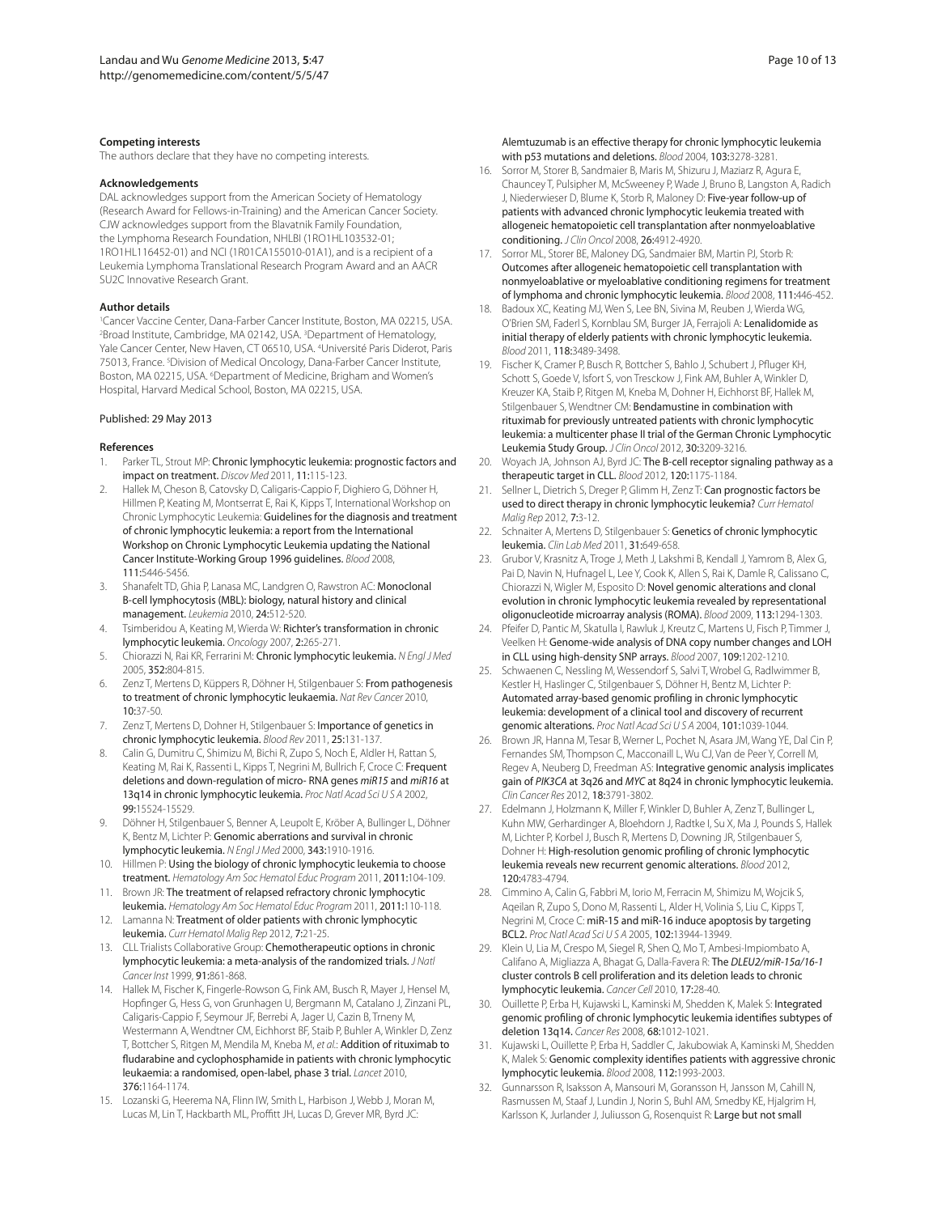#### Competing interests

The authors declare that they have no competing interests.

#### Acknowledgements

DAL acknowledges support from the American Society of Hematology (Research Award for Fellows-in-Training) and the American Cancer Society. CJW acknowledges support from the Blavatnik Family Foundation, the Lymphoma Research Foundation, NHLBI (1RO1HL103532-01; 1RO1HL116452-01) and NCI (1R01CA155010-01A1), and is a recipient of a Leukemia Lymphoma Translational Research Program Award and an AACR SU2C Innovative Research Grant.

#### Author details

[1]Cancer Vaccine Center, Dana-Farber Cancer Institute, Boston, MA 02215, USA. [2]Broad Institute, Cambridge, MA 02142, USA. [3]Department of Hematology, Yale Cancer Center, New Haven, CT 06510, USA. [4]Université Paris Diderot, Paris 75013, France. [5]Division of Medical Oncology, Dana-Farber Cancer Institute, Boston, MA 02215, USA. [6]Department of Medicine, Brigham and Women's Hospital, Harvard Medical School, Boston, MA 02215, USA.

Published: 29 May 2013

#### References

1. Parker TL, Strout MP: **Chronic lymphocytic leukemia: prognostic factors and impact on treatment.** *Discov Med* 2011, **11:**115-123.
2. Hallek M, Cheson B, Catovsky D, Caligaris-Cappio F, Dighiero G, Döhner H, Hillmen P, Keating M, Montserrat E, Rai K, Kipps T, International Workshop on Chronic Lymphocytic Leukemia: **Guidelines for the diagnosis and treatment of chronic lymphocytic leukemia: a report from the International Workshop on Chronic Lymphocytic Leukemia updating the National Cancer Institute-Working Group 1996 guidelines.** *Blood* 2008, **111:**5446-5456.
3. Shanafelt TD, Ghia P, Lanasa MC, Landgren O, Rawstron AC: **Monoclonal B-cell lymphocytosis (MBL): biology, natural history and clinical management.** *Leukemia* 2010, **24:**512-520.
4. Tsimberidou A, Keating M, Wierda W: **Richter's transformation in chronic lymphocytic leukemia.** *Oncology* 2007, **2:**265-271.
5. Chiorazzi N, Rai KR, Ferrarini M: **Chronic lymphocytic leukemia.** *N Engl J Med* 2005, **352:**804-815.
6. Zenz T, Mertens D, Küppers R, Döhner H, Stilgenbauer S: **From pathogenesis to treatment of chronic lymphocytic leukaemia.** *Nat Rev Cancer* 2010, **10:**37-50.
7. Zenz T, Mertens D, Dohner H, Stilgenbauer S: **Importance of genetics in chronic lymphocytic leukemia.** *Blood Rev* 2011, **25:**131-137.
8. Calin G, Dumitru C, Shimizu M, Bichi R, Zupo S, Noch E, Aldler H, Rattan S, Keating M, Rai K, Rassenti L, Kipps T, Negrini M, Bullrich F, Croce C: **Frequent deletions and down-regulation of micro- RNA genes *miR15* and *miR16* at 13q14 in chronic lymphocytic leukemia.** *Proc Natl Acad Sci U S A* 2002, **99:**15524-15529.
9. Döhner H, Stilgenbauer S, Benner A, Leupolt E, Kröber A, Bullinger L, Döhner K, Bentz M, Lichter P: **Genomic aberrations and survival in chronic lymphocytic leukemia.** *N Engl J Med* 2000, **343:**1910-1916.
10. Hillmen P: **Using the biology of chronic lymphocytic leukemia to choose treatment.** *Hematology Am Soc Hematol Educ Program* 2011, **2011:**104-109.
11. Brown JR: **The treatment of relapsed refractory chronic lymphocytic leukemia.** *Hematology Am Soc Hematol Educ Program* 2011, **2011:**110-118.
12. Lamanna N: **Treatment of older patients with chronic lymphocytic leukemia.** *Curr Hematol Malig Rep* 2012, **7:**21-25.
13. CLL Trialists Collaborative Group: **Chemotherapeutic options in chronic lymphocytic leukemia: a meta-analysis of the randomized trials.** *J Natl Cancer Inst* 1999, **91:**861-868.
14. Hallek M, Fischer K, Fingerle-Rowson G, Fink AM, Busch R, Mayer J, Hensel M, Hopfinger G, Hess G, von Grunhagen U, Bergmann M, Catalano J, Zinzani PL, Caligaris-Cappio F, Seymour JF, Berrebi A, Jager U, Cazin B, Trneny M, Westermann A, Wendtner CM, Eichhorst BF, Staib P, Buhler A, Winkler D, Zenz T, Bottcher S, Ritgen M, Mendila M, Kneba M, *et al.*: **Addition of rituximab to fludarabine and cyclophosphamide in patients with chronic lymphocytic leukaemia: a randomised, open-label, phase 3 trial.** *Lancet* 2010, **376:**1164-1174.
15. Lozanski G, Heerema NA, Flinn IW, Smith L, Harbison J, Webb J, Moran M, Lucas M, Lin T, Hackbarth ML, Proffitt JH, Lucas D, Grever MR, Byrd JC: **Alemtuzumab is an effective therapy for chronic lymphocytic leukemia with p53 mutations and deletions.** *Blood* 2004, **103:**3278-3281.
16. Sorror M, Storer B, Sandmaier B, Maris M, Shizuru J, Maziarz R, Agura E, Chauncey T, Pulsipher M, McSweeney P, Wade J, Bruno B, Langston A, Radich J, Niederwieser D, Blume K, Storb R, Maloney D: **Five-year follow-up of patients with advanced chronic lymphocytic leukemia treated with allogeneic hematopoietic cell transplantation after nonmyeloablative conditioning.** *J Clin Oncol* 2008, **26:**4912-4920.
17. Sorror ML, Storer BE, Maloney DG, Sandmaier BM, Martin PJ, Storb R: **Outcomes after allogeneic hematopoietic cell transplantation with nonmyeloablative or myeloablative conditioning regimens for treatment of lymphoma and chronic lymphocytic leukemia.** *Blood* 2008, **111:**446-452.
18. Badoux XC, Keating MJ, Wen S, Lee BN, Sivina M, Reuben J, Wierda WG, O'Brien SM, Faderl S, Kornblau SM, Burger JA, Ferrajoli A: **Lenalidomide as initial therapy of elderly patients with chronic lymphocytic leukemia.** *Blood* 2011, **118:**3489-3498.
19. Fischer K, Cramer P, Busch R, Bottcher S, Bahlo J, Schubert J, Pfluger KH, Schott S, Goede V, Isfort S, von Tresckow J, Fink AM, Buhler A, Winkler D, Kreuzer KA, Staib P, Ritgen M, Kneba M, Dohner H, Eichhorst BF, Hallek M, Stilgenbauer S, Wendtner CM: **Bendamustine in combination with rituximab for previously untreated patients with chronic lymphocytic leukemia: a multicenter phase II trial of the German Chronic Lymphocytic Leukemia Study Group.** *J Clin Oncol* 2012, **30:**3209-3216.
20. Woyach JA, Johnson AJ, Byrd JC: **The B-cell receptor signaling pathway as a therapeutic target in CLL.** *Blood* 2012, **120:**1175-1184.
21. Sellner L, Dietrich S, Dreger P, Glimm H, Zenz T: **Can prognostic factors be used to direct therapy in chronic lymphocytic leukemia?** *Curr Hematol Malig Rep* 2012, **7:**3-12.
22. Schnaiter A, Mertens D, Stilgenbauer S: **Genetics of chronic lymphocytic leukemia.** *Clin Lab Med* 2011, **31:**649-658.
23. Grubor V, Krasnitz A, Troge J, Meth J, Lakshmi B, Kendall J, Yamrom B, Alex G, Pai D, Navin N, Hufnagel L, Lee Y, Cook K, Allen S, Rai K, Damle R, Calissano C, Chiorazzi N, Wigler M, Esposito D: **Novel genomic alterations and clonal evolution in chronic lymphocytic leukemia revealed by representational oligonucleotide microarray analysis (ROMA).** *Blood* 2009, **113:**1294-1303.
24. Pfeifer D, Pantic M, Skatulla I, Rawluk J, Kreutz C, Martens U, Fisch P, Timmer J, Veelken H: **Genome-wide analysis of DNA copy number changes and LOH in CLL using high-density SNP arrays.** *Blood* 2007, **109:**1202-1210.
25. Schwaenen C, Nessling M, Wessendorf S, Salvi T, Wrobel G, Radlwimmer B, Kestler H, Haslinger C, Stilgenbauer S, Döhner H, Bentz M, Lichter P: **Automated array-based genomic profiling in chronic lymphocytic leukemia: development of a clinical tool and discovery of recurrent genomic alterations.** *Proc Natl Acad Sci U S A* 2004, **101:**1039-1044.
26. Brown JR, Hanna M, Tesar B, Werner L, Pochet N, Asara JM, Wang YE, Dal Cin P, Fernandes SM, Thompson C, Macconaill L, Wu CJ, Van de Peer Y, Correll M, Regev A, Neuberg D, Freedman AS: **Integrative genomic analysis implicates gain of *PIK3CA* at 3q26 and *MYC* at 8q24 in chronic lymphocytic leukemia.** *Clin Cancer Res* 2012, **18:**3791-3802.
27. Edelmann J, Holzmann K, Miller F, Winkler D, Buhler A, Zenz T, Bullinger L, Kuhn MW, Gerhardinger A, Bloehdorn J, Radtke I, Su X, Ma J, Pounds S, Hallek M, Lichter P, Korbel J, Busch R, Mertens D, Downing JR, Stilgenbauer S, Dohner H: **High-resolution genomic profiling of chronic lymphocytic leukemia reveals new recurrent genomic alterations.** *Blood* 2012, **120:**4783-4794.
28. Cimmino A, Calin G, Fabbri M, Iorio M, Ferracin M, Shimizu M, Wojcik S, Aqeilan R, Zupo S, Dono M, Rassenti L, Alder H, Volinia S, Liu C, Kipps T, Negrini M, Croce C: **miR-15 and miR-16 induce apoptosis by targeting BCL2.** *Proc Natl Acad Sci U S A* 2005, **102:**13944-13949.
29. Klein U, Lia M, Crespo M, Siegel R, Shen Q, Mo T, Ambesi-Impiombato A, Califano A, Migliazza A, Bhagat G, Dalla-Favera R: **The *DLEU2/miR-15a/16-1* cluster controls B cell proliferation and its deletion leads to chronic lymphocytic leukemia.** *Cancer Cell* 2010, **17:**28-40.
30. Ouillette P, Erba H, Kujawski L, Kaminski M, Shedden K, Malek S: **Integrated genomic profiling of chronic lymphocytic leukemia identifies subtypes of deletion 13q14.** *Cancer Res* 2008, **68:**1012-1021.
31. Kujawski L, Ouillette P, Erba H, Saddler C, Jakubowiak A, Kaminski M, Shedden K, Malek S: **Genomic complexity identifies patients with aggressive chronic lymphocytic leukemia.** *Blood* 2008, **112:**1993-2003.
32. Gunnarsson R, Isaksson A, Mansouri M, Goransson H, Jansson M, Cahill N, Rasmussen M, Staaf J, Lundin J, Norin S, Buhl AM, Smedby KE, Hjalgrim H, Karlsson K, Jurlander J, Juliusson G, Rosenquist R: **Large but not small**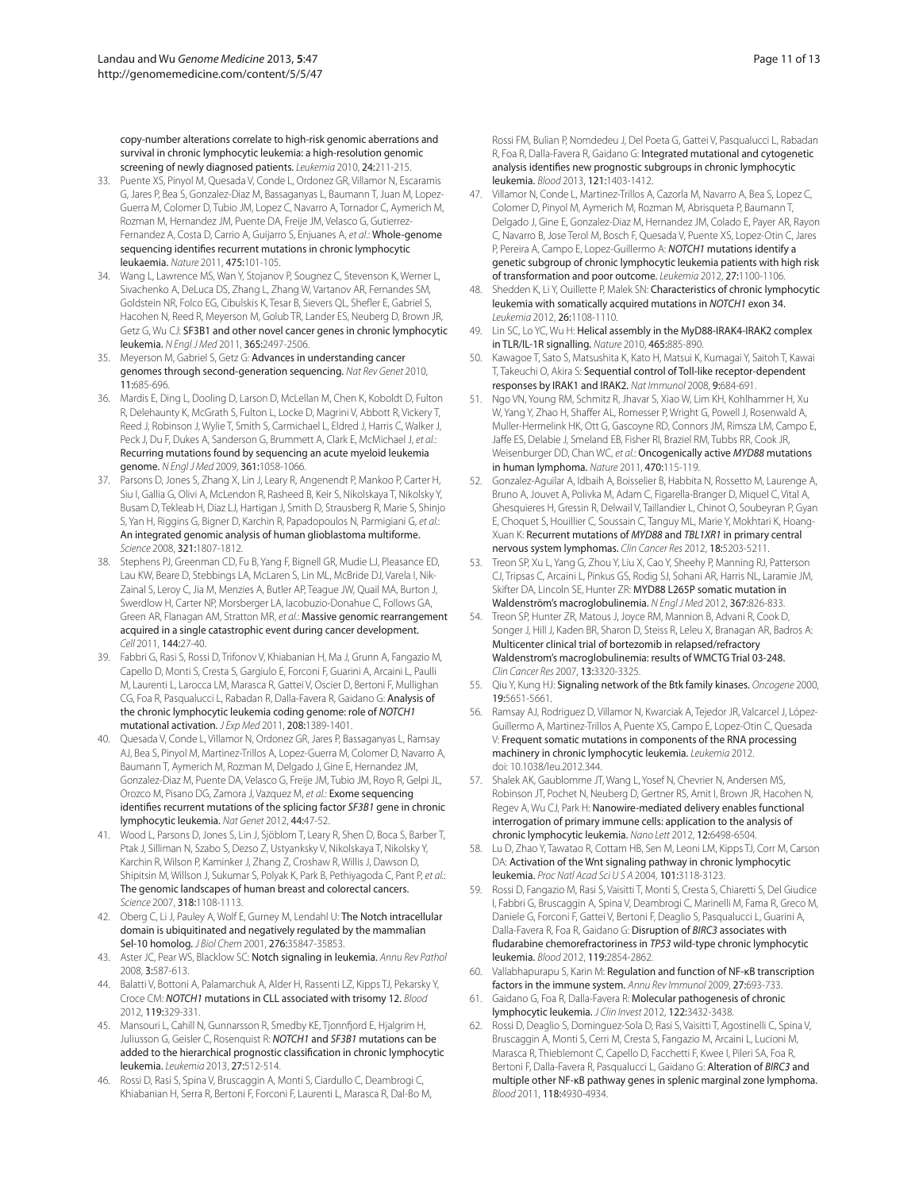copy-number alterations correlate to high-risk genomic aberrations and survival in chronic lymphocytic leukemia: a high-resolution genomic screening of newly diagnosed patients. *Leukemia* 2010, **24:**211-215.

33. Puente XS, Pinyol M, Quesada V, Conde L, Ordonez GR, Villamor N, Escaramis G, Jares P, Bea S, Gonzalez-Diaz M, Bassaganyas L, Baumann T, Juan M, Lopez-Guerra M, Colomer D, Tubio JM, Lopez C, Navarro A, Tornador C, Aymerich M, Rozman M, Hernandez JM, Puente DA, Freije JM, Velasco G, Gutierrez-Fernandez A, Costa D, Carrio A, Guijarro S, Enjuanes A, *et al.*: Whole-genome sequencing identifies recurrent mutations in chronic lymphocytic leukaemia. *Nature* 2011, **475:**101-105.
34. Wang L, Lawrence MS, Wan Y, Stojanov P, Sougnez C, Stevenson K, Werner L, Sivachenko A, DeLuca DS, Zhang L, Zhang W, Vartanov AR, Fernandes SM, Goldstein NR, Folco EG, Cibulskis K, Tesar B, Sievers QL, Shefler E, Gabriel S, Hacohen N, Reed R, Meyerson M, Golub TR, Lander ES, Neuberg D, Brown JR, Getz G, Wu CJ: SF3B1 and other novel cancer genes in chronic lymphocytic leukemia. *N Engl J Med* 2011, **365:**2497-2506.
35. Meyerson M, Gabriel S, Getz G: Advances in understanding cancer genomes through second-generation sequencing. *Nat Rev Genet* 2010, **11:**685-696.
36. Mardis E, Ding L, Dooling D, Larson D, McLellan M, Chen K, Koboldt D, Fulton R, Delehaunty K, McGrath S, Fulton L, Locke D, Magrini V, Abbott R, Vickery T, Reed J, Robinson J, Wylie T, Smith S, Carmichael L, Eldred J, Harris C, Walker J, Peck J, Du F, Dukes A, Sanderson G, Brummett A, Clark E, McMichael J, *et al.*: Recurring mutations found by sequencing an acute myeloid leukemia genome. *N Engl J Med* 2009, **361:**1058-1066.
37. Parsons D, Jones S, Zhang X, Lin J, Leary R, Angenendt P, Mankoo P, Carter H, Siu I, Gallia G, Olivi A, McLendon R, Rasheed B, Keir S, Nikolskaya T, Nikolsky Y, Busam D, Tekleab H, Diaz LJ, Hartigan J, Smith D, Strausberg R, Marie S, Shinjo S, Yan H, Riggins G, Bigner D, Karchin R, Papadopoulos N, Parmigiani G, *et al.*: An integrated genomic analysis of human glioblastoma multiforme. *Science* 2008, **321:**1807-1812.
38. Stephens PJ, Greenman CD, Fu B, Yang F, Bignell GR, Mudie LJ, Pleasance ED, Lau KW, Beare D, Stebbings LA, McLaren S, Lin ML, McBride DJ, Varela I, Nik-Zainal S, Leroy C, Jia M, Menzies A, Butler AP, Teague JW, Quail MA, Burton J, Swerdlow H, Carter NP, Morsberger LA, Iacobuzio-Donahue C, Follows GA, Green AR, Flanagan AM, Stratton MR, *et al.*: Massive genomic rearrangement acquired in a single catastrophic event during cancer development. *Cell* 2011, **144:**27-40.
39. Fabbri G, Rasi S, Rossi D, Trifonov V, Khiabanian H, Ma J, Grunn A, Fangazio M, Capello D, Monti S, Cresta S, Gargiulo E, Forconi F, Guarini A, Arcaini L, Paulli M, Laurenti L, Larocca LM, Marasca R, Gattei V, Oscier D, Bertoni F, Mullighan CG, Foa R, Pasqualucci L, Rabadan R, Dalla-Favera R, Gaidano G: Analysis of the chronic lymphocytic leukemia coding genome: role of *NOTCH1* mutational activation. *J Exp Med* 2011, **208:**1389-1401.
40. Quesada V, Conde L, Villamor N, Ordonez GR, Jares P, Bassaganyas L, Ramsay AJ, Bea S, Pinyol M, Martinez-Trillos A, Lopez-Guerra M, Colomer D, Navarro A, Baumann T, Aymerich M, Rozman M, Delgado J, Gine E, Hernandez JM, Gonzalez-Diaz M, Puente DA, Velasco G, Freije JM, Tubio JM, Royo R, Gelpi JL, Orozco M, Pisano DG, Zamora J, Vazquez M, *et al.*: Exome sequencing identifies recurrent mutations of the splicing factor *SF3B1* gene in chronic lymphocytic leukemia. *Nat Genet* 2012, **44:**47-52.
41. Wood L, Parsons D, Jones S, Lin J, Sjöblom T, Leary R, Shen D, Boca S, Barber T, Ptak J, Silliman N, Szabo S, Dezso Z, Ustyanksky V, Nikolskaya T, Nikolsky Y, Karchin R, Wilson P, Kaminker J, Zhang Z, Croshaw R, Willis J, Dawson D, Shipitsin M, Willson J, Sukumar S, Polyak K, Park B, Pethiyagoda C, Pant P, *et al.*: The genomic landscapes of human breast and colorectal cancers. *Science* 2007, **318:**1108-1113.
42. Oberg C, Li J, Pauley A, Wolf E, Gurney M, Lendahl U: The Notch intracellular domain is ubiquitinated and negatively regulated by the mammalian Sel-10 homolog. *J Biol Chem* 2001, **276:**35847-35853.
43. Aster JC, Pear WS, Blacklow SC: Notch signaling in leukemia. *Annu Rev Pathol* 2008, **3:**587-613.
44. Balatti V, Bottoni A, Palamarchuk A, Alder H, Rassenti LZ, Kipps TJ, Pekarsky Y, Croce CM: *NOTCH1* mutations in CLL associated with trisomy 12. *Blood* 2012, **119:**329-331.
45. Mansouri L, Cahill N, Gunnarsson R, Smedby KE, Tjonnfjord E, Hjalgrim H, Juliusson G, Geisler C, Rosenquist R: *NOTCH1* and *SF3B1* mutations can be added to the hierarchical prognostic classification in chronic lymphocytic leukemia. *Leukemia* 2013, **27:**512-514.
46. Rossi D, Rasi S, Spina V, Bruscaggin A, Monti S, Ciardullo C, Deambrogi C, Khiabanian H, Serra R, Bertoni F, Forconi F, Laurenti L, Marasca R, Dal-Bo M, Rossi FM, Bulian P, Nomdedeu J, Del Poeta G, Gattei V, Pasqualucci L, Rabadan R, Foa R, Dalla-Favera R, Gaidano G: Integrated mutational and cytogenetic analysis identifies new prognostic subgroups in chronic lymphocytic leukemia. *Blood* 2013, **121:**1403-1412.
47. Villamor N, Conde L, Martinez-Trillos A, Cazorla M, Navarro A, Bea S, Lopez C, Colomer D, Pinyol M, Aymerich M, Rozman M, Abrisqueta P, Baumann T, Delgado J, Gine E, Gonzalez-Diaz M, Hernandez JM, Colado E, Payer AR, Rayon C, Navarro B, Jose Terol M, Bosch F, Quesada V, Puente XS, Lopez-Otin C, Jares P, Pereira A, Campo E, Lopez-Guillermo A: *NOTCH1* mutations identify a genetic subgroup of chronic lymphocytic leukemia patients with high risk of transformation and poor outcome. *Leukemia* 2012, **27:**1100-1106.
48. Shedden K, Li Y, Ouillette P, Malek SN: Characteristics of chronic lymphocytic leukemia with somatically acquired mutations in *NOTCH1* exon 34. *Leukemia* 2012, **26:**1108-1110.
49. Lin SC, Lo YC, Wu H: Helical assembly in the MyD88-IRAK4-IRAK2 complex in TLR/IL-1R signalling. *Nature* 2010, **465:**885-890.
50. Kawagoe T, Sato S, Matsushita K, Kato H, Matsui K, Kumagai Y, Saitoh T, Kawai T, Takeuchi O, Akira S: Sequential control of Toll-like receptor-dependent responses by IRAK1 and IRAK2. *Nat Immunol* 2008, **9:**684-691.
51. Ngo VN, Young RM, Schmitz R, Jhavar S, Xiao W, Lim KH, Kohlhammer H, Xu W, Yang Y, Zhao H, Shaffer AL, Romesser P, Wright G, Powell J, Rosenwald A, Muller-Hermelink HK, Ott G, Gascoyne RD, Connors JM, Rimsza LM, Campo E, Jaffe ES, Delabie J, Smeland EB, Fisher RI, Braziel RM, Tubbs RR, Cook JR, Weisenburger DD, Chan WC, *et al.*: Oncogenically active *MYD88* mutations in human lymphoma. *Nature* 2011, **470:**115-119.
52. Gonzalez-Aguilar A, Idbaih A, Boisselier B, Habbita N, Rossetto M, Laurenge A, Bruno A, Jouvet A, Polivka M, Adam C, Figarella-Branger D, Miquel C, Vital A, Ghesquieres H, Gressin R, Delwail V, Taillandier L, Chinot O, Soubeyran P, Gyan E, Choquet S, Houillier C, Soussain C, Tanguy ML, Marie Y, Mokhtari K, Hoang-Xuan K: Recurrent mutations of *MYD88* and *TBL1XR1* in primary central nervous system lymphomas. *Clin Cancer Res* 2012, **18:**5203-5211.
53. Treon SP, Xu L, Yang G, Zhou Y, Liu X, Cao Y, Sheehy P, Manning RJ, Patterson CJ, Tripsas C, Arcaini L, Pinkus GS, Rodig SJ, Sohani AR, Harris NL, Laramie JM, Skifter DA, Lincoln SE, Hunter ZR: MYD88 L265P somatic mutation in Waldenström's macroglobulinemia. *N Engl J Med* 2012, **367:**826-833.
54. Treon SP, Hunter ZR, Matous J, Joyce RM, Mannion B, Advani R, Cook D, Songer J, Hill J, Kaden BR, Sharon D, Steiss R, Leleu X, Branagan AR, Badros A: Multicenter clinical trial of bortezomib in relapsed/refractory Waldenstrom's macroglobulinemia: results of WMCTG Trial 03-248. *Clin Cancer Res* 2007, **13:**3320-3325.
55. Qiu Y, Kung HJ: Signaling network of the Btk family kinases. *Oncogene* 2000, **19:**5651-5661.
56. Ramsay AJ, Rodriguez D, Villamor N, Kwarciak A, Tejedor JR, Valcarcel J, López-Guillermo A, Martinez-Trillos A, Puente XS, Campo E, Lopez-Otin C, Quesada V: Frequent somatic mutations in components of the RNA processing machinery in chronic lymphocytic leukemia. *Leukemia* 2012. doi: 10.1038/leu.2012.344.
57. Shalek AK, Gaublomme JT, Wang L, Yosef N, Chevrier N, Andersen MS, Robinson JT, Pochet N, Neuberg D, Gertner RS, Amit I, Brown JR, Hacohen N, Regev A, Wu CJ, Park H: Nanowire-mediated delivery enables functional interrogation of primary immune cells: application to the analysis of chronic lymphocytic leukemia. *Nano Lett* 2012, **12:**6498-6504.
58. Lu D, Zhao Y, Tawatao R, Cottam HB, Sen M, Leoni LM, Kipps TJ, Corr M, Carson DA: Activation of the Wnt signaling pathway in chronic lymphocytic leukemia. *Proc Natl Acad Sci U S A* 2004, **101:**3118-3123.
59. Rossi D, Fangazio M, Rasi S, Vaisitti T, Monti S, Cresta S, Chiaretti S, Del Giudice I, Fabbri G, Bruscaggin A, Spina V, Deambrogi C, Marinelli M, Fama R, Greco M, Daniele G, Forconi F, Gattei V, Bertoni F, Deaglio S, Pasqualucci L, Guarini A, Dalla-Favera R, Foa R, Gaidano G: Disruption of *BIRC3* associates with fludarabine chemorefractoriness in *TP53* wild-type chronic lymphocytic leukemia. *Blood* 2012, **119:**2854-2862.
60. Vallabhapurapu S, Karin M: Regulation and function of NF-κB transcription factors in the immune system. *Annu Rev Immunol* 2009, **27:**693-733.
61. Gaidano G, Foa R, Dalla-Favera R: Molecular pathogenesis of chronic lymphocytic leukemia. *J Clin Invest* 2012, **122:**3432-3438.
62. Rossi D, Deaglio S, Dominguez-Sola D, Rasi S, Vaisitti T, Agostinelli C, Spina V, Bruscaggin A, Monti S, Cerri M, Cresta S, Fangazio M, Arcaini L, Lucioni M, Marasca R, Thieblemont C, Capello D, Facchetti F, Kwee I, Pileri SA, Foa R, Bertoni F, Dalla-Favera R, Pasqualucci L, Gaidano G: Alteration of *BIRC3* and multiple other NF-κB pathway genes in splenic marginal zone lymphoma. *Blood* 2011, **118:**4930-4934.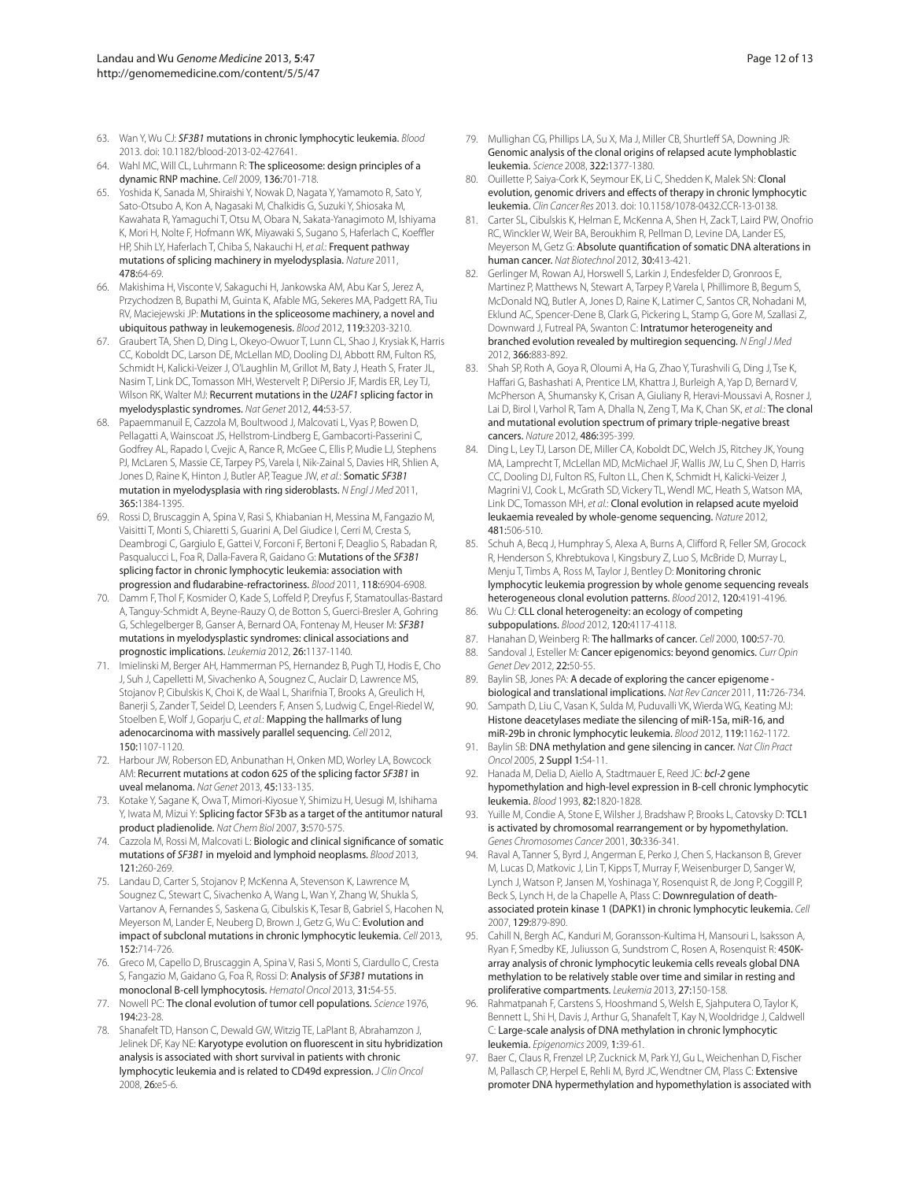63. Wan Y, Wu CJ: *SF3B1* mutations in chronic lymphocytic leukemia. *Blood* 2013. doi: 10.1182/blood-2013-02-427641.
64. Wahl MC, Will CL, Luhrmann R: **The spliceosome: design principles of a dynamic RNP machine.** *Cell* 2009, **136:**701-718.
65. Yoshida K, Sanada M, Shiraishi Y, Nowak D, Nagata Y, Yamamoto R, Sato Y, Sato-Otsubo A, Kon A, Nagasaki M, Chalkidis G, Suzuki Y, Shiosaka M, Kawahata R, Yamaguchi T, Otsu M, Obara N, Sakata-Yanagimoto M, Ishiyama K, Mori H, Nolte F, Hofmann WK, Miyawaki S, Sugano S, Haferlach C, Koeffler HP, Shih LY, Haferlach T, Chiba S, Nakauchi H, *et al.*: **Frequent pathway mutations of splicing machinery in myelodysplasia.** *Nature* 2011, **478:**64-69.
66. Makishima H, Visconte V, Sakaguchi H, Jankowska AM, Abu Kar S, Jerez A, Przychodzen B, Bupathi M, Guinta K, Afable MG, Sekeres MA, Padgett RA, Tiu RV, Maciejewski JP: **Mutations in the spliceosome machinery, a novel and ubiquitous pathway in leukemogenesis.** *Blood* 2012, **119:**3203-3210.
67. Graubert TA, Shen D, Ding L, Okeyo-Owuor T, Lunn CL, Shao J, Krysiak K, Harris CC, Koboldt DC, Larson DE, McLellan MD, Dooling DJ, Abbott RM, Fulton RS, Schmidt H, Kalicki-Veizer J, O'Laughlin M, Grillot M, Baty J, Heath S, Frater JL, Nasim T, Link DC, Tomasson MH, Westervelt P, DiPersio JF, Mardis ER, Ley TJ, Wilson RK, Walter MJ: **Recurrent mutations in the *U2AF1* splicing factor in myelodysplastic syndromes.** *Nat Genet* 2012, **44:**53-57.
68. Papaemmanuil E, Cazzola M, Boultwood J, Malcovati L, Vyas P, Bowen D, Pellagatti A, Wainscoat JS, Hellstrom-Lindberg E, Gambacorti-Passerini C, Godfrey AL, Rapado I, Cvejic A, Rance R, McGee C, Ellis P, Mudie LJ, Stephens PJ, McLaren S, Massie CE, Tarpey PS, Varela I, Nik-Zainal S, Davies HR, Shlien A, Jones D, Raine K, Hinton J, Butler AP, Teague JW, *et al.*: **Somatic *SF3B1* mutation in myelodysplasia with ring sideroblasts.** *N Engl J Med* 2011, **365:**1384-1395.
69. Rossi D, Bruscaggin A, Spina V, Rasi S, Khiabanian H, Messina M, Fangazio M, Vaisitti T, Monti S, Chiaretti S, Guarini A, Del Giudice I, Cerri M, Cresta S, Deambrogi C, Gargiulo E, Gattei V, Forconi F, Bertoni F, Deaglio S, Rabadan R, Pasqualucci L, Foa R, Dalla-Favera R, Gaidano G: **Mutations of the *SF3B1* splicing factor in chronic lymphocytic leukemia: association with progression and fludarabine-refractoriness.** *Blood* 2011, **118:**6904-6908.
70. Damm F, Thol F, Kosmider O, Kade S, Loffeld P, Dreyfus F, Stamatoullas-Bastard A, Tanguy-Schmidt A, Beyne-Rauzy O, de Botton S, Guerci-Bresler A, Gohring G, Schlegelberger B, Ganser A, Bernard OA, Fontenay M, Heuser M: ***SF3B1* mutations in myelodysplastic syndromes: clinical associations and prognostic implications.** *Leukemia* 2012, **26:**1137-1140.
71. Imielinski M, Berger AH, Hammerman PS, Hernandez B, Pugh TJ, Hodis E, Cho J, Suh J, Capelletti M, Sivachenko A, Sougnez C, Auclair D, Lawrence MS, Stojanov P, Cibulskis K, Choi K, de Waal L, Sharifnia T, Brooks A, Greulich H, Banerji S, Zander T, Seidel D, Leenders F, Ansen S, Ludwig C, Engel-Riedel W, Stoelben E, Wolf J, Goparju C, *et al.*: **Mapping the hallmarks of lung adenocarcinoma with massively parallel sequencing.** *Cell* 2012, **150:**1107-1120.
72. Harbour JW, Roberson ED, Anbunathan H, Onken MD, Worley LA, Bowcock AM: **Recurrent mutations at codon 625 of the splicing factor *SF3B1* in uveal melanoma.** *Nat Genet* 2013, **45:**133-135.
73. Kotake Y, Sagane K, Owa T, Mimori-Kiyosue Y, Shimizu H, Uesugi M, Ishihama Y, Iwata M, Mizui Y: **Splicing factor SF3b as a target of the antitumor natural product pladienolide.** *Nat Chem Biol* 2007, **3:**570-575.
74. Cazzola M, Rossi M, Malcovati L: **Biologic and clinical significance of somatic mutations of *SF3B1* in myeloid and lymphoid neoplasms.** *Blood* 2013, **121:**260-269.
75. Landau D, Carter S, Stojanov P, McKenna A, Stevenson K, Lawrence M, Sougnez C, Stewart C, Sivachenko A, Wang L, Wan Y, Zhang W, Shukla S, Vartanov A, Fernandes S, Saskena G, Cibulskis K, Tesar B, Gabriel S, Hacohen N, Meyerson M, Lander E, Neuberg D, Brown J, Getz G, Wu C: **Evolution and impact of subclonal mutations in chronic lymphocytic leukemia.** *Cell* 2013, **152:**714-726.
76. Greco M, Capello D, Bruscaggin A, Spina V, Rasi S, Monti S, Ciardullo C, Cresta S, Fangazio M, Gaidano G, Foa R, Rossi D: **Analysis of *SF3B1* mutations in monoclonal B-cell lymphocytosis.** *Hematol Oncol* 2013, **31:**54-55.
77. Nowell PC: **The clonal evolution of tumor cell populations.** *Science* 1976, **194:**23-28.
78. Shanafelt TD, Hanson C, Dewald GW, Witzig TE, LaPlant B, Abrahamzon J, Jelinek DF, Kay NE: **Karyotype evolution on fluorescent in situ hybridization analysis is associated with short survival in patients with chronic lymphocytic leukemia and is related to CD49d expression.** *J Clin Oncol* 2008, **26:**e5-6.
79. Mullighan CG, Phillips LA, Su X, Ma J, Miller CB, Shurtleff SA, Downing JR: **Genomic analysis of the clonal origins of relapsed acute lymphoblastic leukemia.** *Science* 2008, **322:**1377-1380.
80. Ouillette P, Saiya-Cork K, Seymour EK, Li C, Shedden K, Malek SN: **Clonal evolution, genomic drivers and effects of therapy in chronic lymphocytic leukemia.** *Clin Cancer Res* 2013. doi: 10.1158/1078-0432.CCR-13-0138.
81. Carter SL, Cibulskis K, Helman E, McKenna A, Shen H, Zack T, Laird PW, Onofrio RC, Winckler W, Weir BA, Beroukhim R, Pellman D, Levine DA, Lander ES, Meyerson M, Getz G: **Absolute quantification of somatic DNA alterations in human cancer.** *Nat Biotechnol* 2012, **30:**413-421.
82. Gerlinger M, Rowan AJ, Horswell S, Larkin J, Endesfelder D, Gronroos E, Martinez P, Matthews N, Stewart A, Tarpey P, Varela I, Phillimore B, Begum S, McDonald NQ, Butler A, Jones D, Raine K, Latimer C, Santos CR, Nohadani M, Eklund AC, Spencer-Dene B, Clark G, Pickering L, Stamp G, Gore M, Szallasi Z, Downward J, Futreal PA, Swanton C: **Intratumor heterogeneity and branched evolution revealed by multiregion sequencing.** *N Engl J Med* 2012, **366:**883-892.
83. Shah SP, Roth A, Goya R, Oloumi A, Ha G, Zhao Y, Turashvili G, Ding J, Tse K, Haffari G, Bashashati A, Prentice LM, Khattra J, Burleigh A, Yap D, Bernard V, McPherson A, Shumansky K, Crisan A, Giuliany R, Heravi-Moussavi A, Rosner J, Lai D, Birol I, Varhol R, Tam A, Dhalla N, Zeng T, Ma K, Chan SK, *et al.*: **The clonal and mutational evolution spectrum of primary triple-negative breast cancers.** *Nature* 2012, **486:**395-399.
84. Ding L, Ley TJ, Larson DE, Miller CA, Koboldt DC, Welch JS, Ritchey JK, Young MA, Lamprecht T, McLellan MD, McMichael JF, Wallis JW, Lu C, Shen D, Harris CC, Dooling DJ, Fulton RS, Fulton LL, Chen K, Schmidt H, Kalicki-Veizer J, Magrini VJ, Cook L, McGrath SD, Vickery TL, Wendl MC, Heath S, Watson MA, Link DC, Tomasson MH, *et al.*: **Clonal evolution in relapsed acute myeloid leukaemia revealed by whole-genome sequencing.** *Nature* 2012, **481:**506-510.
85. Schuh A, Becq J, Humphray S, Alexa A, Burns A, Clifford R, Feller SM, Grocock R, Henderson S, Khrebtukova I, Kingsbury Z, Luo S, McBride D, Murray L, Menju T, Timbs A, Ross M, Taylor J, Bentley D: **Monitoring chronic lymphocytic leukemia progression by whole genome sequencing reveals heterogeneous clonal evolution patterns.** *Blood* 2012, **120:**4191-4196.
86. Wu CJ: **CLL clonal heterogeneity: an ecology of competing subpopulations.** *Blood* 2012, **120:**4117-4118.
87. Hanahan D, Weinberg R: **The hallmarks of cancer.** *Cell* 2000, **100:**57-70.
88. Sandoval J, Esteller M: **Cancer epigenomics: beyond genomics.** *Curr Opin Genet Dev* 2012, **22:**50-55.
89. Baylin SB, Jones PA: **A decade of exploring the cancer epigenome - biological and translational implications.** *Nat Rev Cancer* 2011, **11:**726-734.
90. Sampath D, Liu C, Vasan K, Sulda M, Puduvalli VK, Wierda WG, Keating MJ: **Histone deacetylases mediate the silencing of miR-15a, miR-16, and miR-29b in chronic lymphocytic leukemia.** *Blood* 2012, **119:**1162-1172.
91. Baylin SB: **DNA methylation and gene silencing in cancer.** *Nat Clin Pract Oncol* 2005, **2 Suppl 1:**S4-11.
92. Hanada M, Delia D, Aiello A, Stadtmauer E, Reed JC: ***bcl-2* gene hypomethylation and high-level expression in B-cell chronic lymphocytic leukemia.** *Blood* 1993, **82:**1820-1828.
93. Yuille M, Condie A, Stone E, Wilsher J, Bradshaw P, Brooks L, Catovsky D: **TCL1 is activated by chromosomal rearrangement or by hypomethylation.** *Genes Chromosomes Cancer* 2001, **30:**336-341.
94. Raval A, Tanner S, Byrd J, Angerman E, Perko J, Chen S, Hackanson B, Grever M, Lucas D, Matkovic J, Lin T, Kipps T, Murray F, Weisenburger D, Sanger W, Lynch J, Watson P, Jansen M, Yoshinaga Y, Rosenquist R, de Jong P, Coggill P, Beck S, Lynch H, de la Chapelle A, Plass C: **Downregulation of death-associated protein kinase 1 (DAPK1) in chronic lymphocytic leukemia.** *Cell* 2007, **129:**879-890.
95. Cahill N, Bergh AC, Kanduri M, Goransson-Kultima H, Mansouri L, Isaksson A, Ryan F, Smedby KE, Juliusson G, Sundstrom C, Rosen A, Rosenquist R: **450K-array analysis of chronic lymphocytic leukemia cells reveals global DNA methylation to be relatively stable over time and similar in resting and proliferative compartments.** *Leukemia* 2013, **27:**150-158.
96. Rahmatpanah F, Carstens S, Hooshmand S, Welsh E, Sjahputera O, Taylor K, Bennett L, Shi H, Davis J, Arthur G, Shanafelt T, Kay N, Wooldridge J, Caldwell C: **Large-scale analysis of DNA methylation in chronic lymphocytic leukemia.** *Epigenomics* 2009, **1:**39-61.
97. Baer C, Claus R, Frenzel LP, Zucknick M, Park YJ, Gu L, Weichenhan D, Fischer M, Pallasch CP, Herpel E, Rehli M, Byrd JC, Wendtner CM, Plass C: **Extensive promoter DNA hypermethylation and hypomethylation is associated with**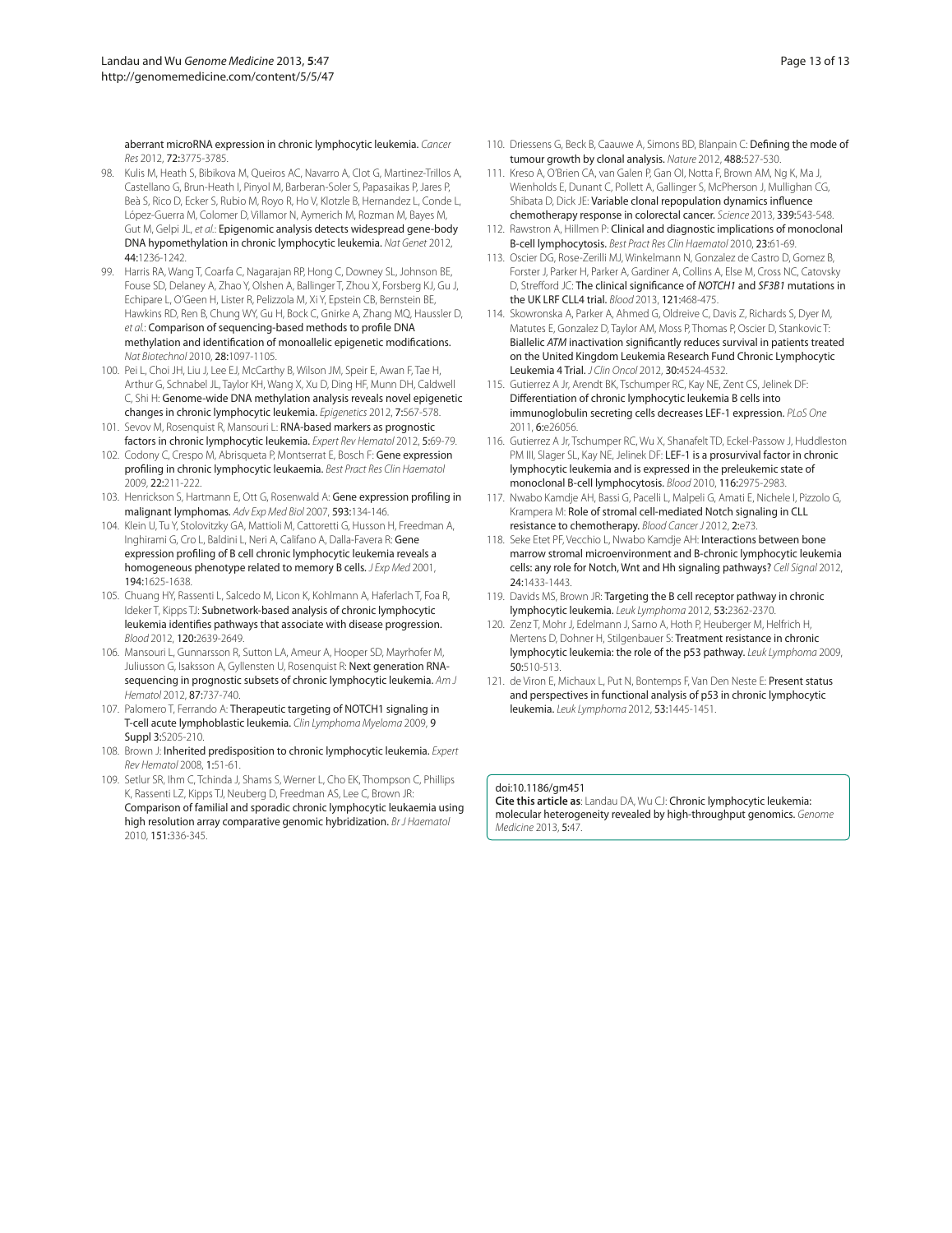aberrant microRNA expression in chronic lymphocytic leukemia. *Cancer Res* 2012, **72**:3775-3785.

98. Kulis M, Heath S, Bibikova M, Queiros AC, Navarro A, Clot G, Martinez-Trillos A, Castellano G, Brun-Heath I, Pinyol M, Barberan-Soler S, Papasaikas P, Jares P, Beà S, Rico D, Ecker S, Rubio M, Royo R, Ho V, Klotzle B, Hernandez L, Conde L, López-Guerra M, Colomer D, Villamor N, Aymerich M, Rozman M, Bayes M, Gut M, Gelpi JL, *et al.*: Epigenomic analysis detects widespread gene-body DNA hypomethylation in chronic lymphocytic leukemia. *Nat Genet* 2012, **44**:1236-1242.
99. Harris RA, Wang T, Coarfa C, Nagarajan RP, Hong C, Downey SL, Johnson BE, Fouse SD, Delaney A, Zhao Y, Olshen A, Ballinger T, Zhou X, Forsberg KJ, Gu J, Echipare L, O'Geen H, Lister R, Pelizzola M, Xi Y, Epstein CB, Bernstein BE, Hawkins RD, Ren B, Chung WY, Gu H, Bock C, Gnirke A, Zhang MQ, Haussler D, *et al.*: Comparison of sequencing-based methods to profile DNA methylation and identification of monoallelic epigenetic modifications. *Nat Biotechnol* 2010, **28**:1097-1105.
100. Pei L, Choi JH, Liu J, Lee EJ, McCarthy B, Wilson JM, Speir E, Awan F, Tae H, Arthur G, Schnabel JL, Taylor KH, Wang X, Xu D, Ding HF, Munn DH, Caldwell C, Shi H: Genome-wide DNA methylation analysis reveals novel epigenetic changes in chronic lymphocytic leukemia. *Epigenetics* 2012, **7**:567-578.
101. Sevov M, Rosenquist R, Mansouri L: RNA-based markers as prognostic factors in chronic lymphocytic leukemia. *Expert Rev Hematol* 2012, **5**:69-79.
102. Codony C, Crespo M, Abrisqueta P, Montserrat E, Bosch F: Gene expression profiling in chronic lymphocytic leukaemia. *Best Pract Res Clin Haematol* 2009, **22**:211-222.
103. Henrickson S, Hartmann E, Ott G, Rosenwald A: Gene expression profiling in malignant lymphomas. *Adv Exp Med Biol* 2007, **593**:134-146.
104. Klein U, Tu Y, Stolovitzky GA, Mattioli M, Cattoretti G, Husson H, Freedman A, Inghirami G, Cro L, Baldini L, Neri A, Califano A, Dalla-Favera R: Gene expression profiling of B cell chronic lymphocytic leukemia reveals a homogeneous phenotype related to memory B cells. *J Exp Med* 2001, **194**:1625-1638.
105. Chuang HY, Rassenti L, Salcedo M, Licon K, Kohlmann A, Haferlach T, Foa R, Ideker T, Kipps TJ: Subnetwork-based analysis of chronic lymphocytic leukemia identifies pathways that associate with disease progression. *Blood* 2012, **120**:2639-2649.
106. Mansouri L, Gunnarsson R, Sutton LA, Ameur A, Hooper SD, Mayrhofer M, Juliusson G, Isaksson A, Gyllensten U, Rosenquist R: Next generation RNA-sequencing in prognostic subsets of chronic lymphocytic leukemia. *Am J Hematol* 2012, **87**:737-740.
107. Palomero T, Ferrando A: Therapeutic targeting of NOTCH1 signaling in T-cell acute lymphoblastic leukemia. *Clin Lymphoma Myeloma* 2009, **9 Suppl 3**:S205-210.
108. Brown J: Inherited predisposition to chronic lymphocytic leukemia. *Expert Rev Hematol* 2008, **1**:51-61.
109. Setlur SR, Ihm C, Tchinda J, Shams S, Werner L, Cho EK, Thompson C, Phillips K, Rassenti LZ, Kipps TJ, Neuberg D, Freedman AS, Lee C, Brown JR: Comparison of familial and sporadic chronic lymphocytic leukaemia using high resolution array comparative genomic hybridization. *Br J Haematol* 2010, **151**:336-345.
110. Driessens G, Beck B, Caauwe A, Simons BD, Blanpain C: Defining the mode of tumour growth by clonal analysis. *Nature* 2012, **488**:527-530.
111. Kreso A, O'Brien CA, van Galen P, Gan OI, Notta F, Brown AM, Ng K, Ma J, Wienholds E, Dunant C, Pollett A, Gallinger S, McPherson J, Mullighan CG, Shibata D, Dick JE: Variable clonal repopulation dynamics influence chemotherapy response in colorectal cancer. *Science* 2013, **339**:543-548.
112. Rawstron A, Hillmen P: Clinical and diagnostic implications of monoclonal B-cell lymphocytosis. *Best Pract Res Clin Haematol* 2010, **23**:61-69.
113. Oscier DG, Rose-Zerilli MJ, Winkelmann N, Gonzalez de Castro D, Gomez B, Forster J, Parker H, Parker A, Gardiner A, Collins A, Else M, Cross NC, Catovsky D, Strefford JC: The clinical significance of *NOTCH1* and *SF3B1* mutations in the UK LRF CLL4 trial. *Blood* 2013, **121**:468-475.
114. Skowronska A, Parker A, Ahmed G, Oldreive C, Davis Z, Richards S, Dyer M, Matutes E, Gonzalez D, Taylor AM, Moss P, Thomas P, Oscier D, Stankovic T: Biallelic *ATM* inactivation significantly reduces survival in patients treated on the United Kingdom Leukemia Research Fund Chronic Lymphocytic Leukemia 4 Trial. *J Clin Oncol* 2012, **30**:4524-4532.
115. Gutierrez A Jr, Arendt BK, Tschumper RC, Kay NE, Zent CS, Jelinek DF: Differentiation of chronic lymphocytic leukemia B cells into immunoglobulin secreting cells decreases LEF-1 expression. *PLoS One* 2011, **6**:e26056.
116. Gutierrez A Jr, Tschumper RC, Wu X, Shanafelt TD, Eckel-Passow J, Huddleston PM III, Slager SL, Kay NE, Jelinek DF: LEF-1 is a prosurvival factor in chronic lymphocytic leukemia and is expressed in the preleukemic state of monoclonal B-cell lymphocytosis. *Blood* 2010, **116**:2975-2983.
117. Nwabo Kamdje AH, Bassi G, Pacelli L, Malpeli G, Amati E, Nichele I, Pizzolo G, Krampera M: Role of stromal cell-mediated Notch signaling in CLL resistance to chemotherapy. *Blood Cancer J* 2012, **2**:e73.
118. Seke Etet PF, Vecchio L, Nwabo Kamdje AH: Interactions between bone marrow stromal microenvironment and B-chronic lymphocytic leukemia cells: any role for Notch, Wnt and Hh signaling pathways? *Cell Signal* 2012, **24**:1433-1443.
119. Davids MS, Brown JR: Targeting the B cell receptor pathway in chronic lymphocytic leukemia. *Leuk Lymphoma* 2012, **53**:2362-2370.
120. Zenz T, Mohr J, Edelmann J, Sarno A, Hoth P, Heuberger M, Helfrich H, Mertens D, Dohner H, Stilgenbauer S: Treatment resistance in chronic lymphocytic leukemia: the role of the p53 pathway. *Leuk Lymphoma* 2009, **50**:510-513.
121. de Viron E, Michaux L, Put N, Bontemps F, Van Den Neste E: Present status and perspectives in functional analysis of p53 in chronic lymphocytic leukemia. *Leuk Lymphoma* 2012, **53**:1445-1451.

doi:10.1186/gm451
**Cite this article as**: Landau DA, Wu CJ: Chronic lymphocytic leukemia: molecular heterogeneity revealed by high-throughput genomics. *Genome Medicine* 2013, **5**:47.